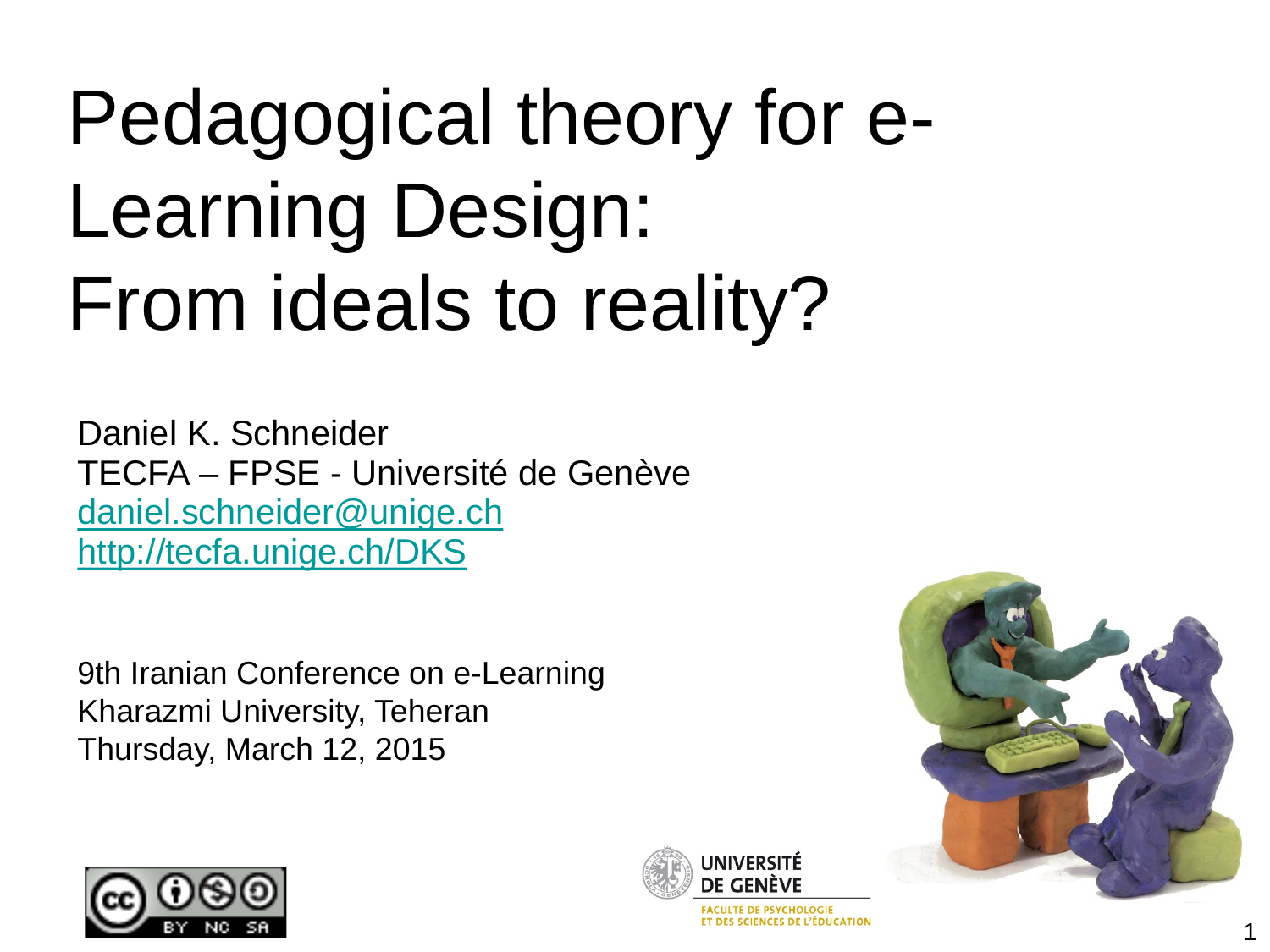# Pedagogical theory for e-Learning Design: From ideals to reality?

Daniel K. Schneider
TECFA – FPSE - Université de Genève
daniel.schneider@unige.ch
http://tecfa.unige.ch/DKS

9th Iranian Conference on e-Learning
Kharazmi University, Teheran
Thursday, March 12, 2015

UNIVERSITÉ DE GENÈVE
FACULTÉ DE PSYCHOLOGIE ET DES SCIENCES DE L'ÉDUCATION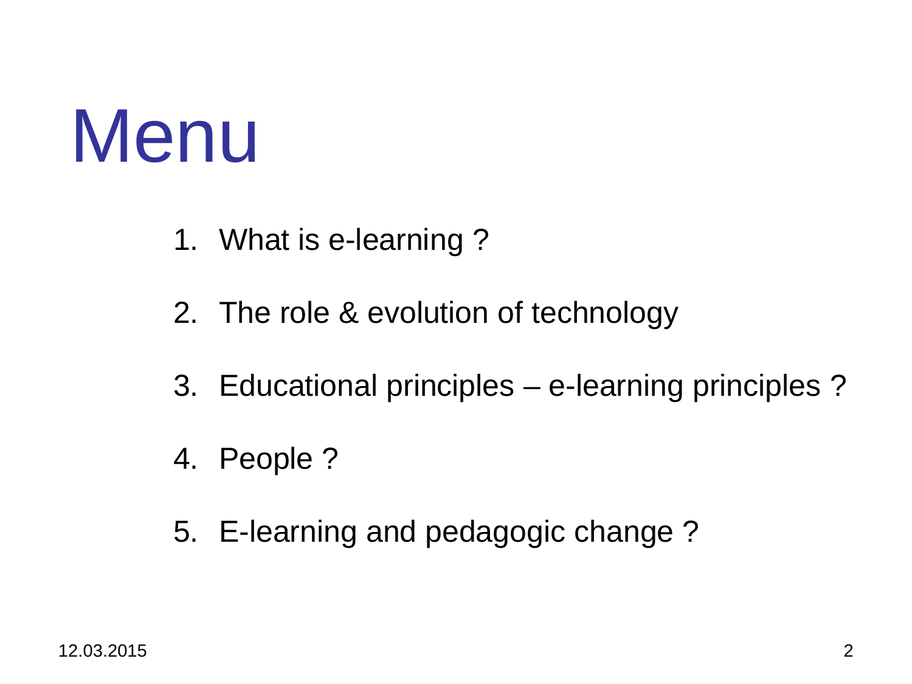# Menu

1. What is e-learning ?
2. The role & evolution of technology
3. Educational principles – e-learning principles ?
4. People ?
5. E-learning and pedagogic change ?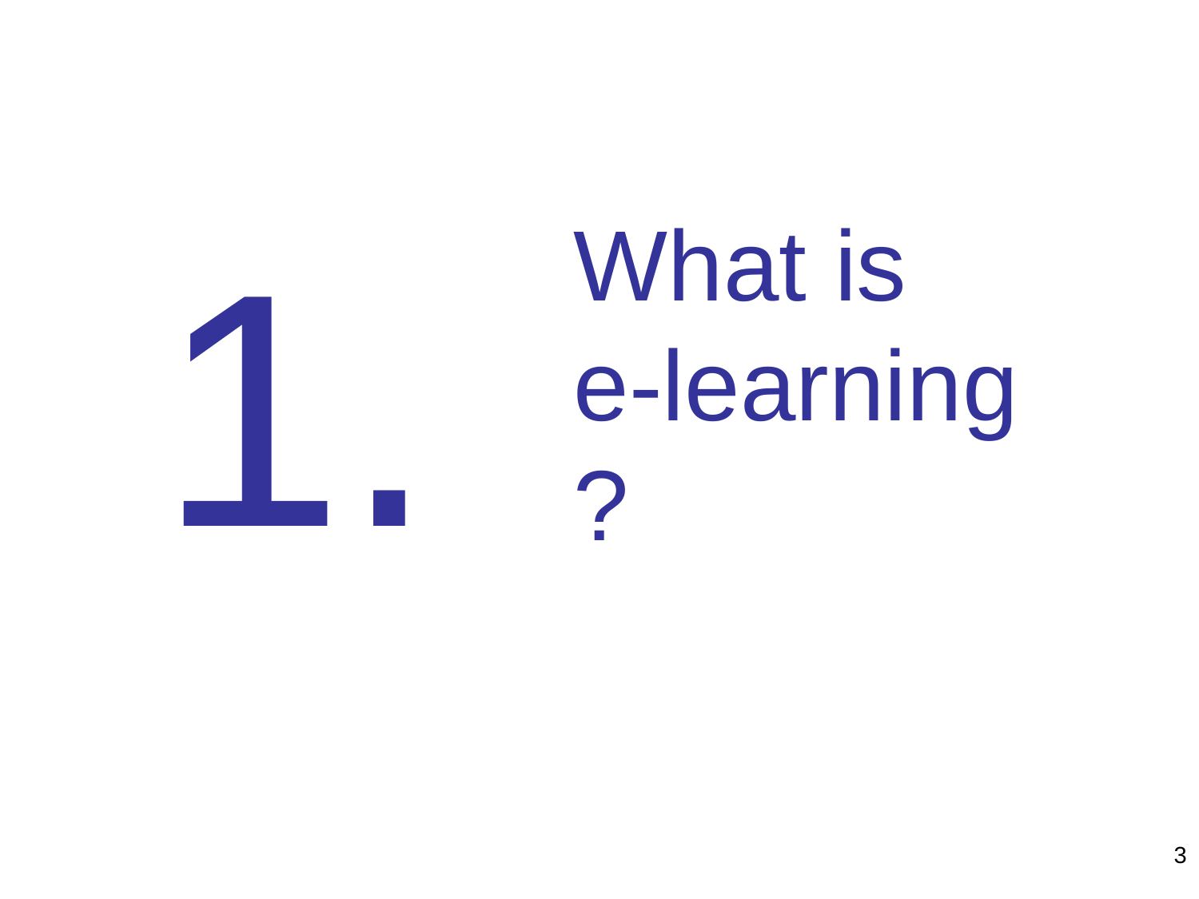# 1. What is e-learning?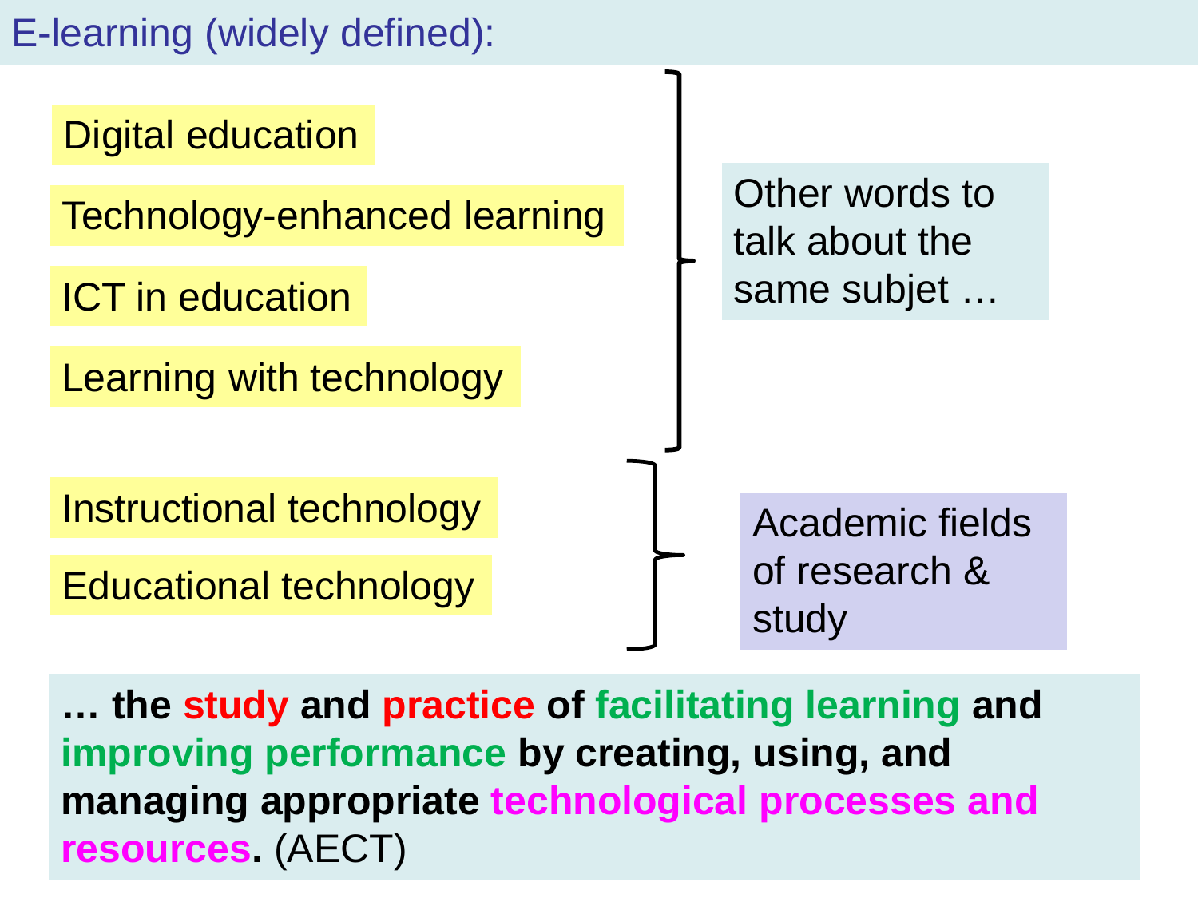## E-learning (widely defined):

- Digital education
- Technology-enhanced learning
- ICT in education
- Learning with technology

Other words to talk about the same subjet …

- Instructional technology
- Educational technology

Academic fields of research & study

**… the study and practice of facilitating learning and improving performance by creating, using, and managing appropriate technological processes and resources.** (AECT)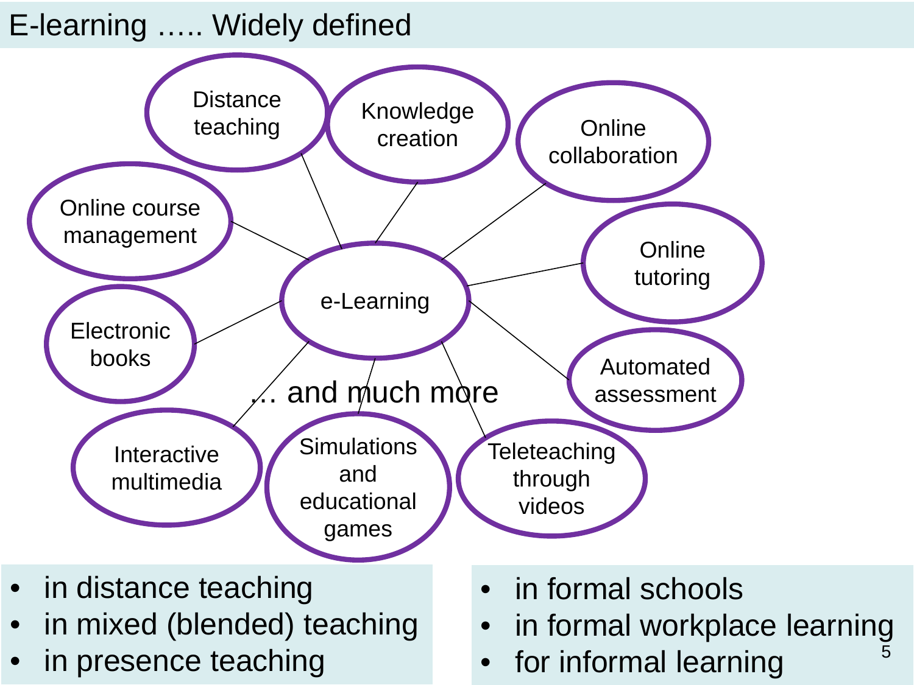# E-learning ….. Widely defined

- e-Learning
  - Distance teaching
  - Knowledge creation
  - Online collaboration
  - Online tutoring
  - Automated assessment
  - Teleteaching through videos
  - Simulations and educational games
  - Interactive multimedia
  - Electronic books
  - Online course management

… and much more

- in distance teaching
- in mixed (blended) teaching
- in presence teaching

- in formal schools
- in formal workplace learning
- for informal learning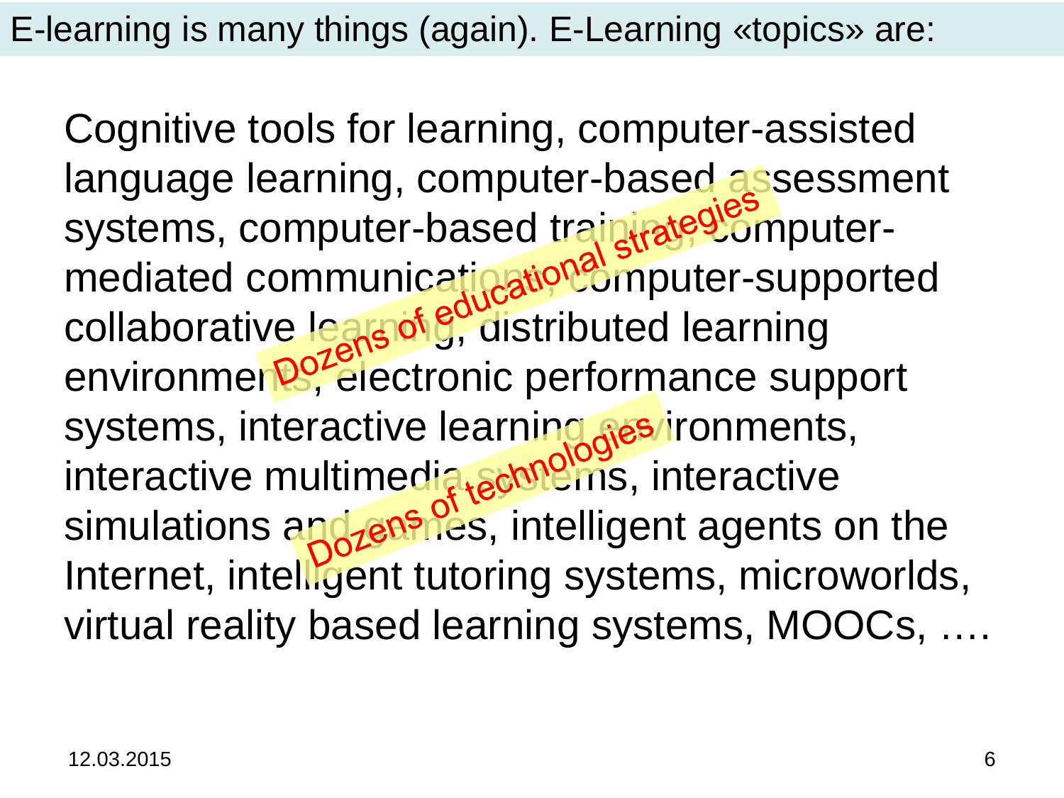# E-learning is many things (again). E-Learning «topics» are:

Cognitive tools for learning, computer-assisted language learning, computer-based assessment systems, computer-based training, computer-mediated communication, computer-supported collaborative learning, distributed learning environments, electronic performance support systems, interactive learning environments, interactive multimedia systems, interactive simulations and games, intelligent agents on the Internet, intelligent tutoring systems, microworlds, virtual reality based learning systems, MOOCs, ….

Dozens of educational strategies

Dozens of technologies

12.03.2015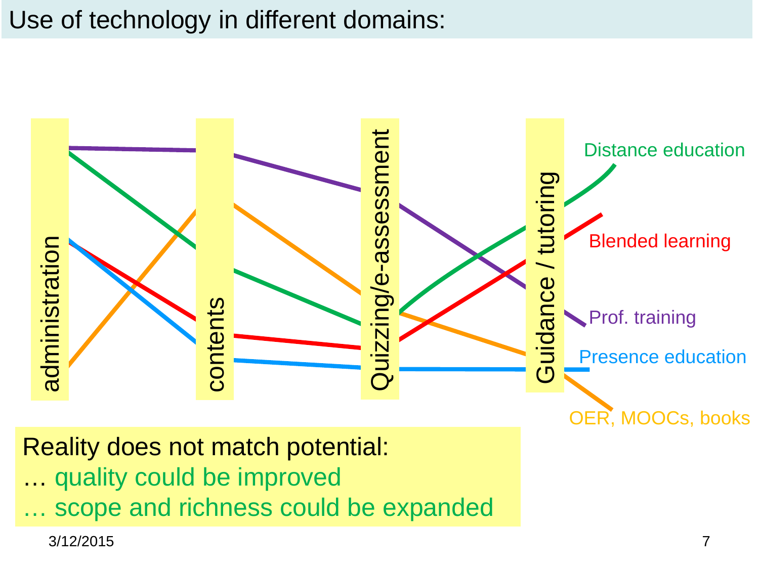# Use of technology in different domains:

administration | contents | Quizzing/e-assessment | Guidance / tutoring

Distance education

Blended learning

Prof. training

Presence education

OER, MOOCs, books

Reality does not match potential:

… quality could be improved

… scope and richness could be expanded

3/12/2015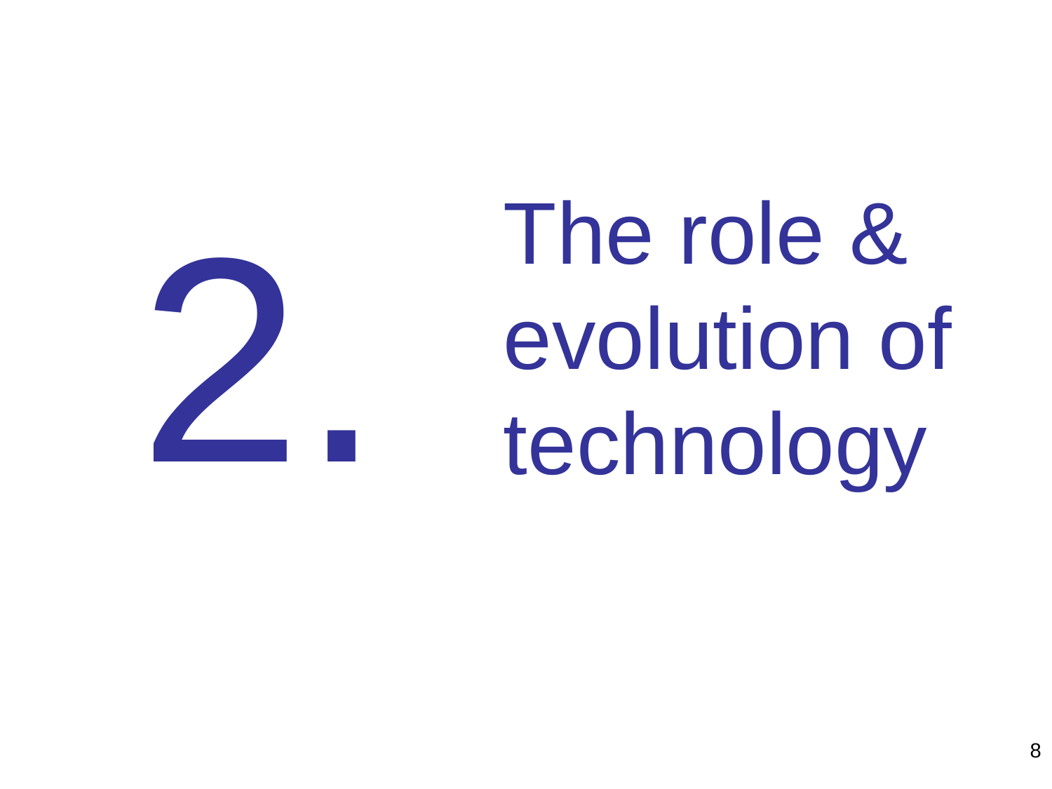# 2. The role & evolution of technology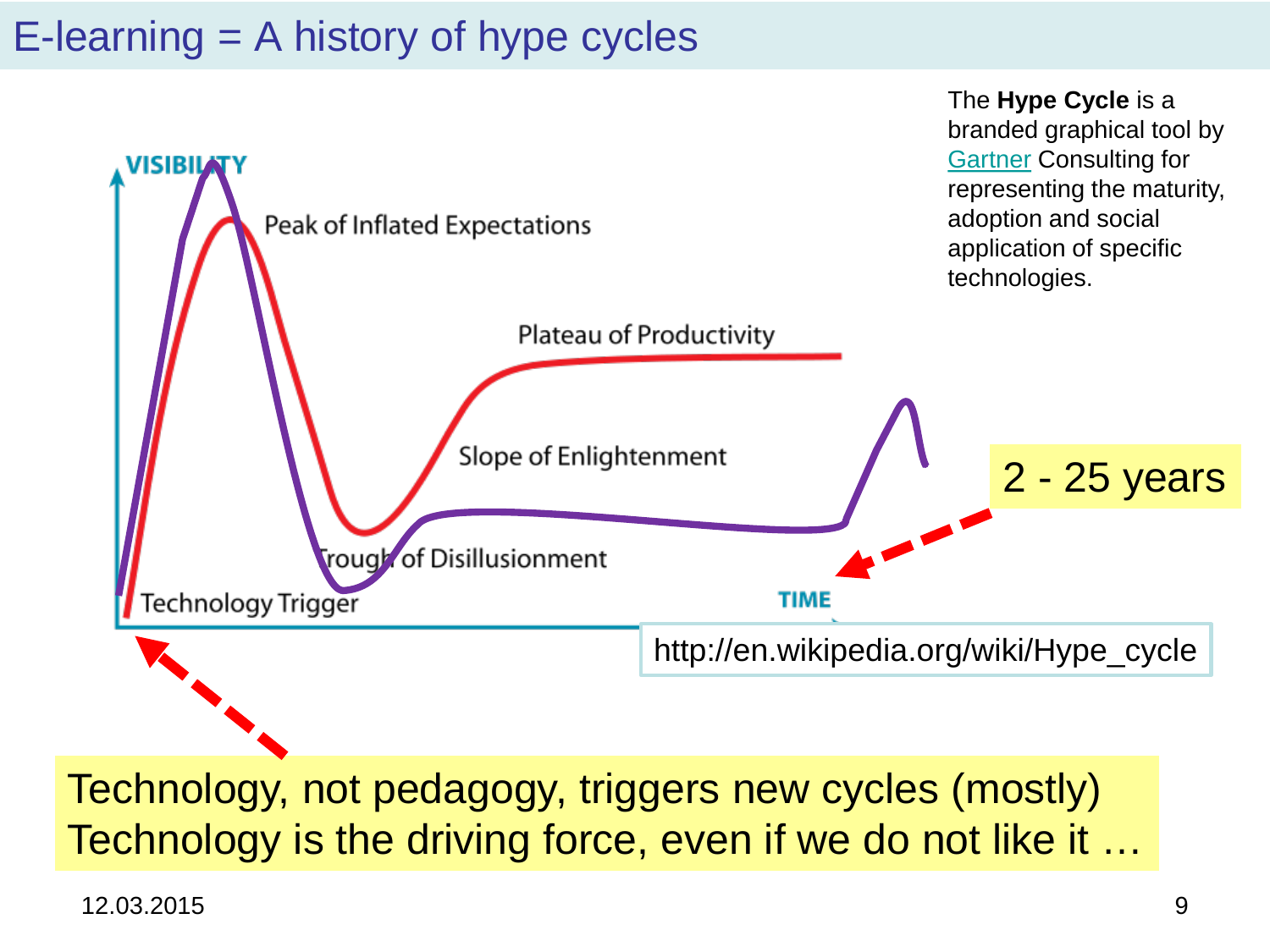# E-learning = A history of hype cycles

The **Hype Cycle** is a branded graphical tool by Gartner Consulting for representing the maturity, adoption and social application of specific technologies.

VISIBILITY

Peak of Inflated Expectations

Plateau of Productivity

Slope of Enlightenment

Trough of Disillusionment

Technology Trigger

TIME

2 - 25 years

http://en.wikipedia.org/wiki/Hype_cycle

Technology, not pedagogy, triggers new cycles (mostly)
Technology is the driving force, even if we do not like it …

12.03.2015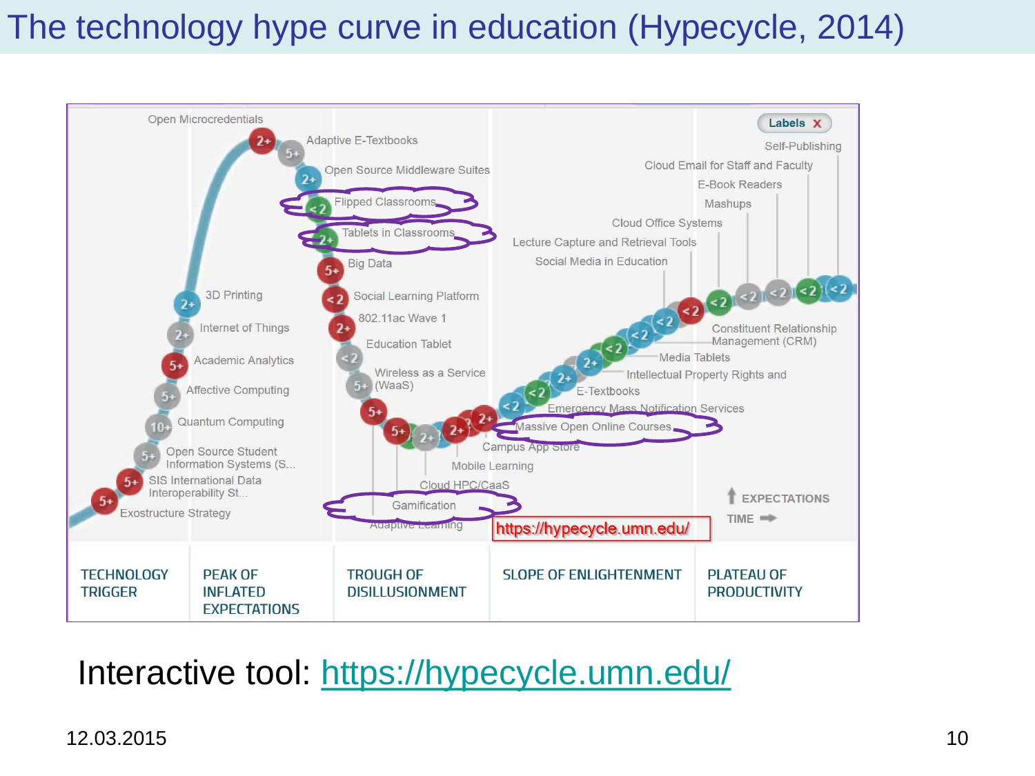# The technology hype curve in education (Hypecycle, 2014)

Open Microcredentials
Adaptive E-Textbooks
Open Source Middleware Suites
Flipped Classrooms
Tablets in Classrooms
Big Data
Social Learning Platform
802.11ac Wave 1
Education Tablet
Wireless as a Service (WaaS)
3D Printing
Internet of Things
Academic Analytics
Affective Computing
Quantum Computing
Open Source Student Information Systems (S...
SIS International Data Interoperability St...
Exostructure Strategy
Gamification
Adaptive Learning
Cloud HPC/CaaS
Mobile Learning
Campus App Store
Massive Open Online Courses
Emergency Mass Notification Services
E-Textbooks
Intellectual Property Rights and
Media Tablets
Constituent Relationship Management (CRM)
Social Media in Education
Lecture Capture and Retrieval Tools
Cloud Office Systems
Mashups
E-Book Readers
Cloud Email for Staff and Faculty
Self-Publishing

EXPECTATIONS
TIME

https://hypecycle.umn.edu/

| TECHNOLOGY TRIGGER | PEAK OF INFLATED EXPECTATIONS | TROUGH OF DISILLUSIONMENT | SLOPE OF ENLIGHTENMENT | PLATEAU OF PRODUCTIVITY |
|---|---|---|---|---|

Interactive tool: https://hypecycle.umn.edu/

12.03.2015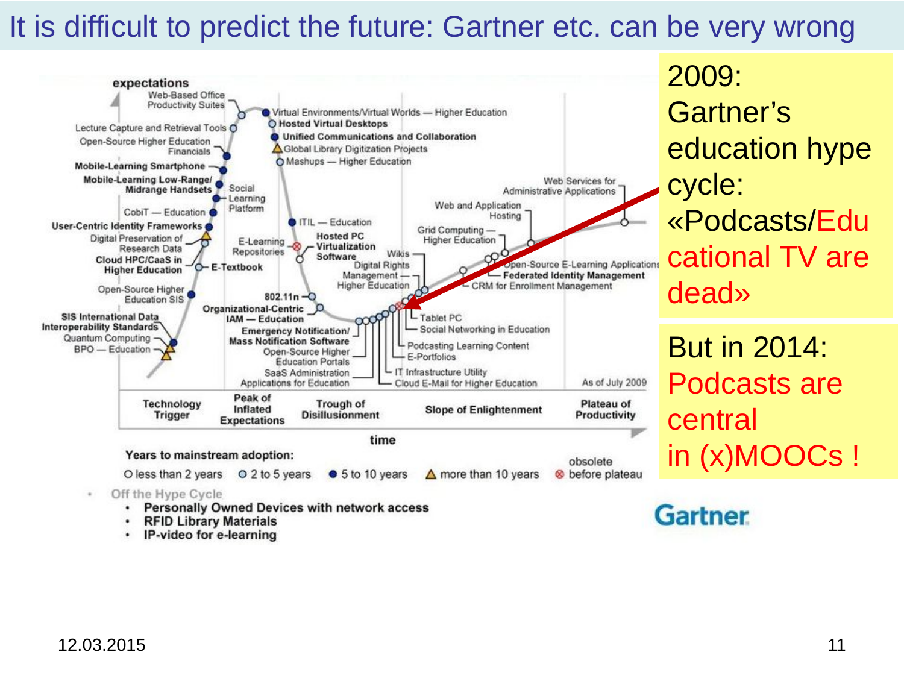# It is difficult to predict the future: Gartner etc. can be very wrong

expectations

Web-Based Office Productivity Suites
Lecture Capture and Retrieval Tools
Open-Source Higher Education Financials
**Mobile-Learning Smartphone**
**Mobile-Learning Low-Range/ Midrange Handsets**
Social Learning Platform
CobiT — Education
**User-Centric Identity Frameworks**
Digital Preservation of Research Data
**Cloud HPC/CaaS in Higher Education**
E-Textbook
Open-Source Higher Education SIS
**SIS International Data Interoperability Standards**
Quantum Computing
BPO — Education

Virtual Environments/Virtual Worlds — Higher Education
**Hosted Virtual Desktops**
**Unified Communications and Collaboration**
Global Library Digitization Projects
Mashups — Higher Education
ITIL — Education
E-Learning Repositories
**Hosted PC Virtualization Software**
Wikis
Digital Rights Management — Higher Education
802.11n
**Organizational-Centric IAM — Education**
**Emergency Notification/ Mass Notification Software**
Open-Source Higher Education Portals
SaaS Administration Applications for Education

Web Services for Administrative Applications
Web and Application Hosting
Grid Computing — Higher Education
Open-Source E-Learning Applications
**Federated Identity Management**
CRM for Enrollment Management
Tablet PC
Social Networking in Education
Podcasting Learning Content
E-Portfolios
IT Infrastructure Utility
Cloud E-Mail for Higher Education

As of July 2009

| Technology Trigger | Peak of Inflated Expectations | Trough of Disillusionment | Slope of Enlightenment | Plateau of Productivity |
|---|---|---|---|---|

time

Years to mainstream adoption:
○ less than 2 years ○ 2 to 5 years ● 5 to 10 years △ more than 10 years ⊗ obsolete before plateau

- Off the Hype Cycle
  - **Personally Owned Devices with network access**
  - **RFID Library Materials**
  - **IP-video for e-learning**

Gartner

2009: Gartner's education hype cycle: «Podcasts/Educational TV are dead»

But in 2014: Podcasts are central in (x)MOOCs !

12.03.2015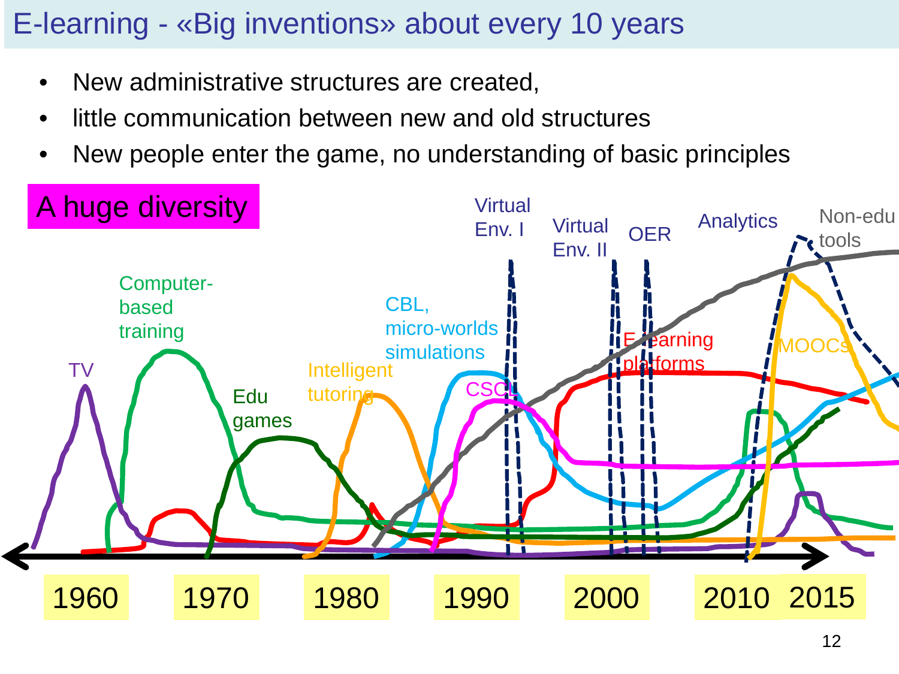# E-learning - «Big inventions» about every 10 years

- New administrative structures are created,
- little communication between new and old structures
- New people enter the game, no understanding of basic principles

A huge diversity

TV

Computer-based training

Edu games

Intelligent tutoring

CBL, micro-worlds simulations

CSCL

Virtual Env. I

Virtual Env. II

OER

E-learning platforms

Analytics

MOOCs

Non-edu tools

1960 1970 1980 1990 2000 2010 2015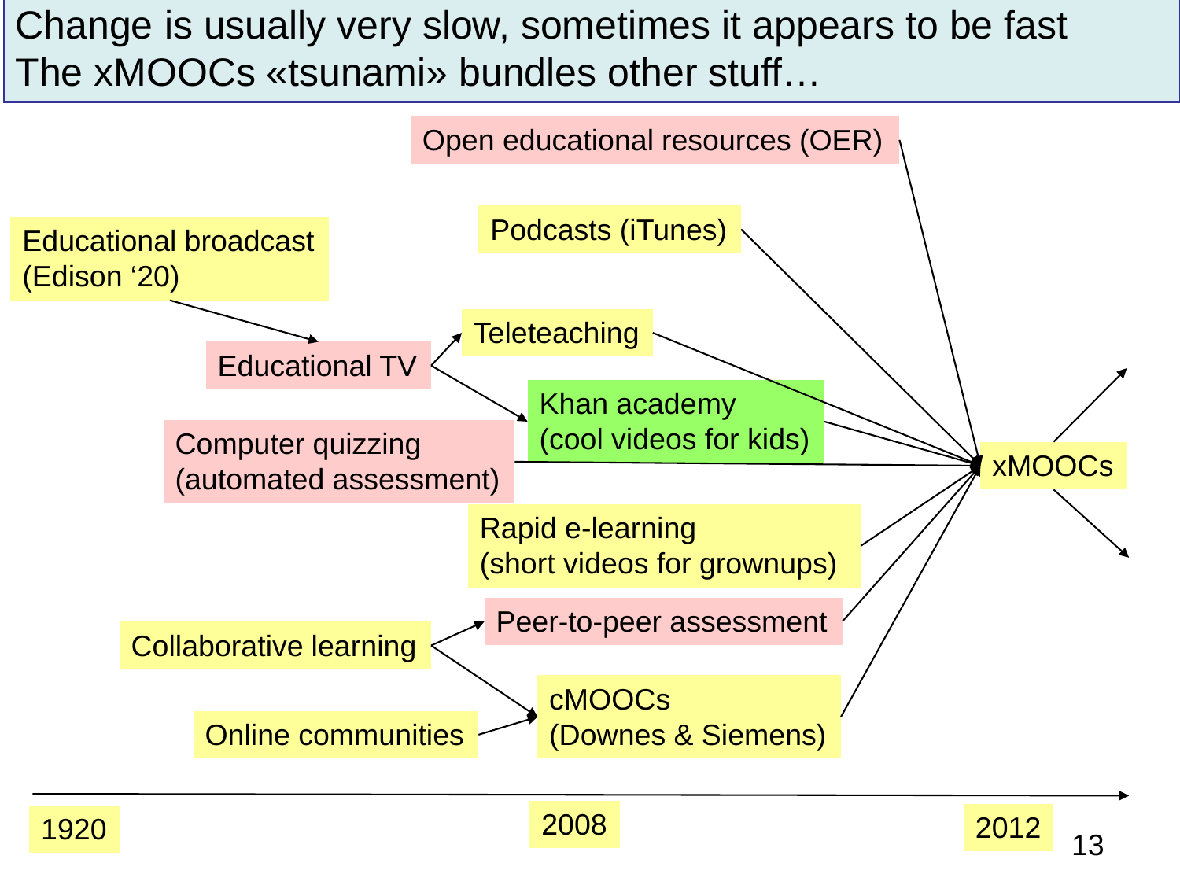# Change is usually very slow, sometimes it appears to be fast
# The xMOOCs «tsunami» bundles other stuff…

Open educational resources (OER)

Podcasts (iTunes)

Educational broadcast (Edison '20)

Educational TV

Teleteaching

Khan academy (cool videos for kids)

Computer quizzing (automated assessment)

xMOOCs

Rapid e-learning (short videos for grownups)

Collaborative learning

Peer-to-peer assessment

Online communities

cMOOCs (Downes & Siemens)

1920 — 2008 — 2012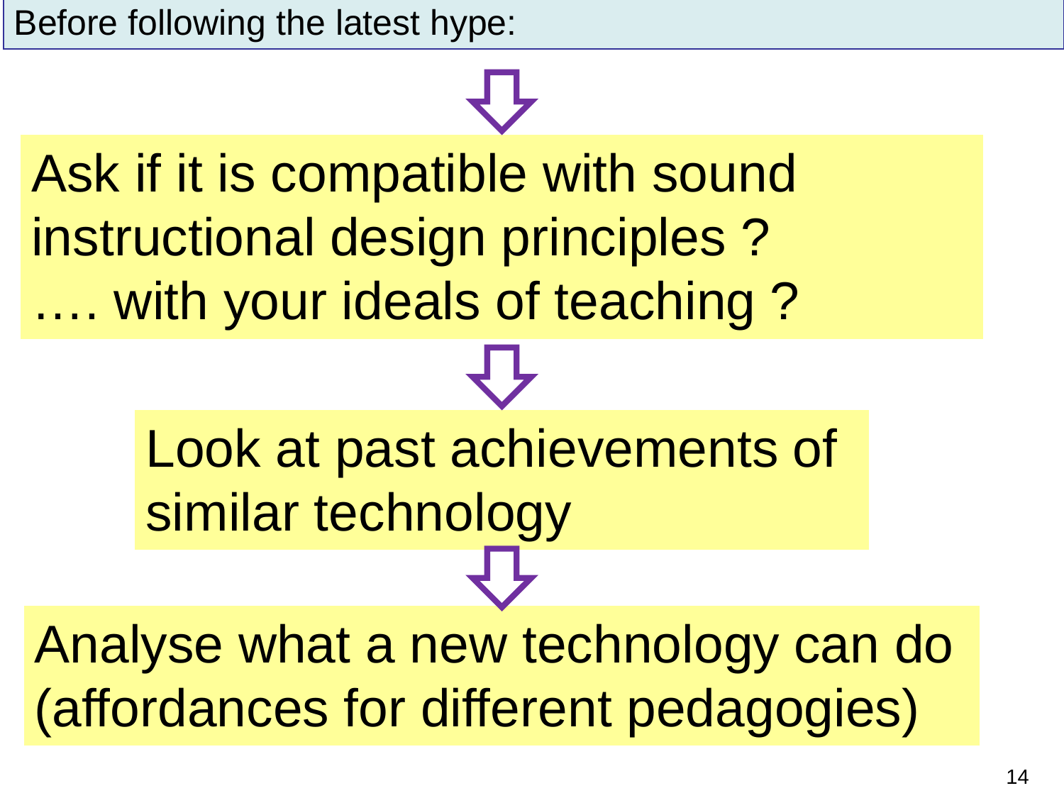Before following the latest hype:

⇩

Ask if it is compatible with sound instructional design principles ?
…. with your ideals of teaching ?

⇩

Look at past achievements of similar technology

⇩

Analyse what a new technology can do (affordances for different pedagogies)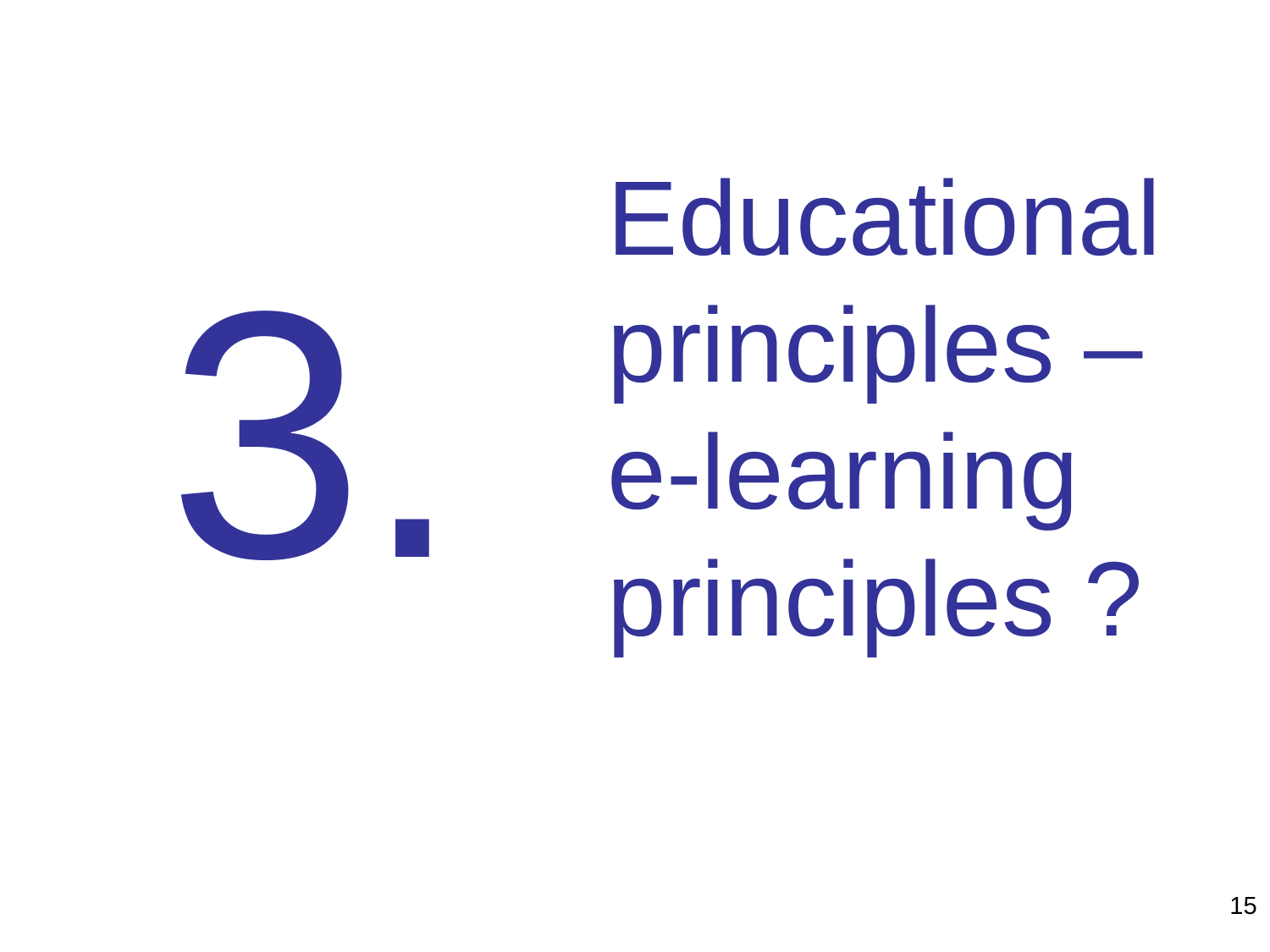# 3. Educational principles – e-learning principles ?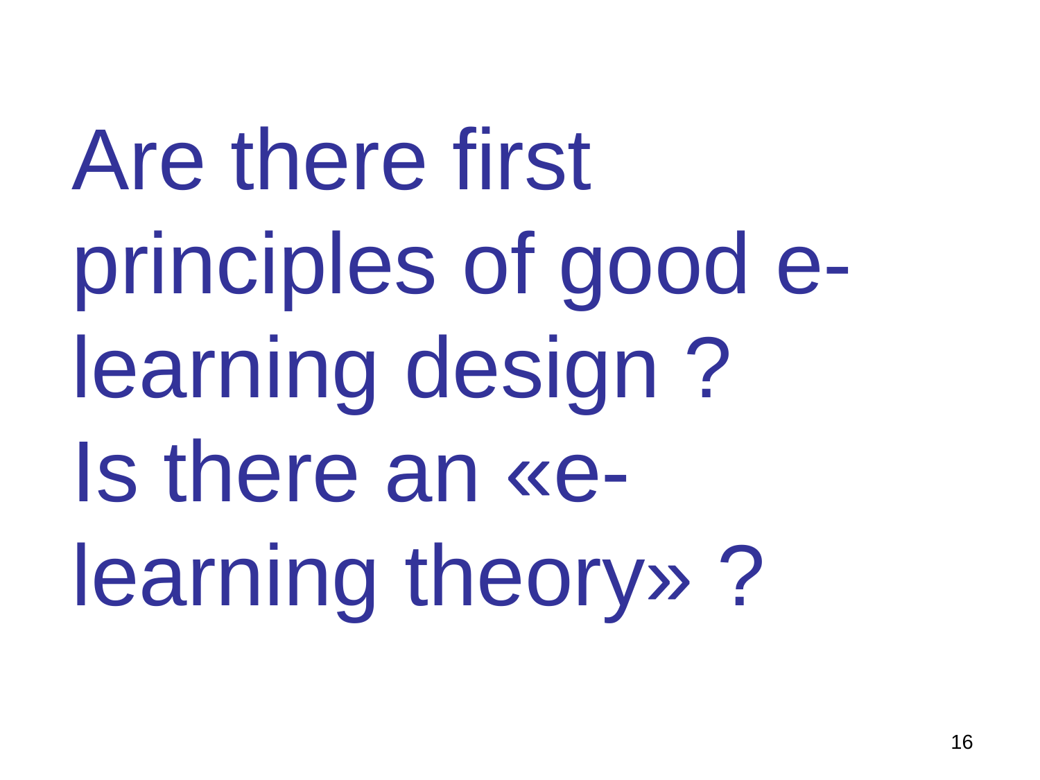# Are there first principles of good e-learning design ?

# Is there an «e-learning theory» ?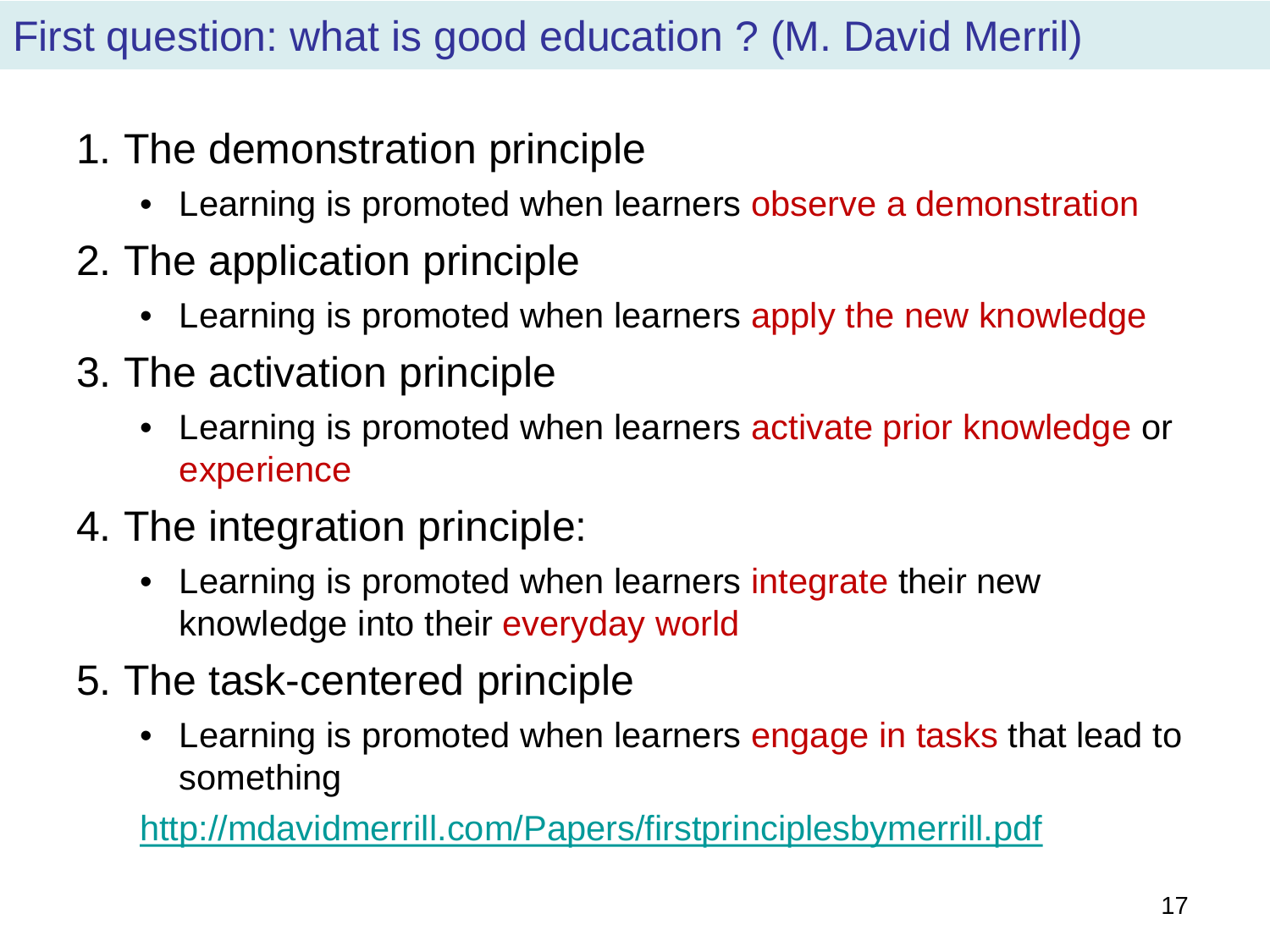# First question: what is good education ? (M. David Merril)

1. The demonstration principle
   - Learning is promoted when learners observe a demonstration
2. The application principle
   - Learning is promoted when learners apply the new knowledge
3. The activation principle
   - Learning is promoted when learners activate prior knowledge or experience
4. The integration principle:
   - Learning is promoted when learners integrate their new knowledge into their everyday world
5. The task-centered principle
   - Learning is promoted when learners engage in tasks that lead to something

http://mdavidmerrill.com/Papers/firstprinciplesbymerrill.pdf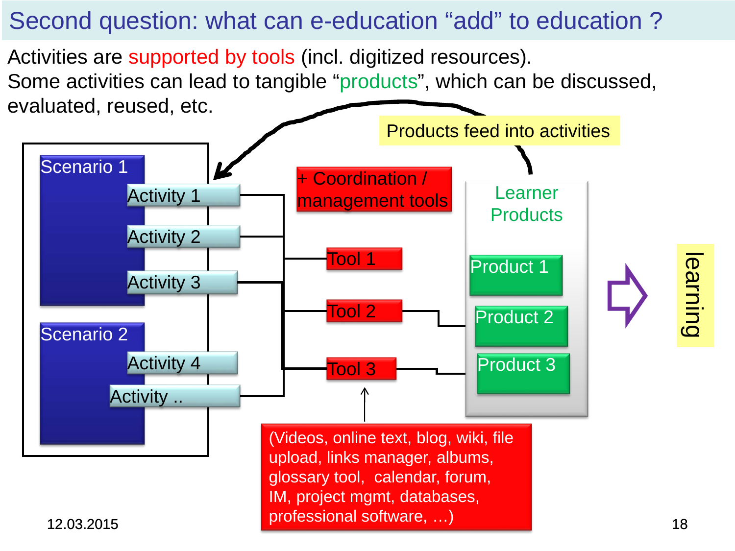# Second question: what can e-education "add" to education ?

Activities are supported by tools (incl. digitized resources).
Some activities can lead to tangible "products", which can be discussed, evaluated, reused, etc.

Products feed into activities

Scenario 1
- Activity 1
- Activity 2
- Activity 3

Scenario 2
- Activity 4
- Activity ..

+ Coordination / management tools

- Tool 1
- Tool 2
- Tool 3

Learner Products
- Product 1
- Product 2
- Product 3

learning

(Videos, online text, blog, wiki, file upload, links manager, albums, glossary tool, calendar, forum, IM, project mgmt, databases, professional software, …)

12.03.2015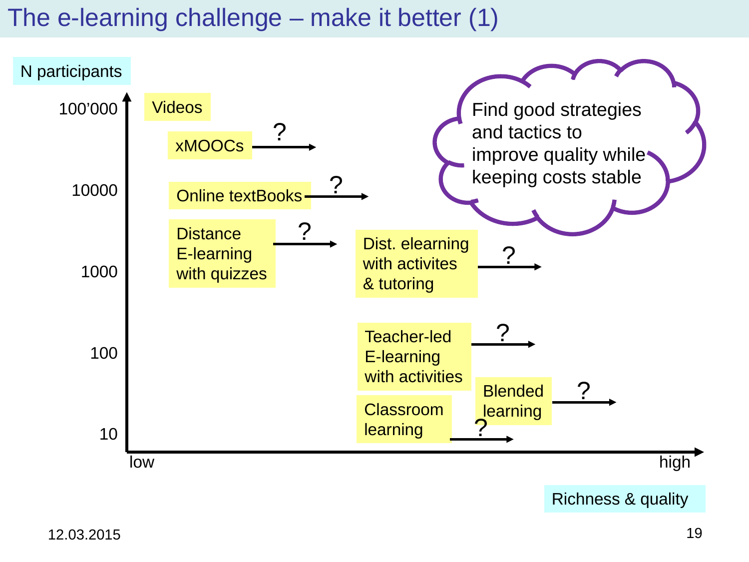# The e-learning challenge – make it better (1)

N participants

100'000

10000

1000

100

10

low

high

Richness & quality

- Videos
- xMOOCs → ?
- Online textBooks → ?
- Distance E-learning with quizzes → ?
- Dist. elearning with activites & tutoring → ?
- Teacher-led E-learning with activities → ?
- Classroom learning → ?
- Blended learning → ?

Find good strategies and tactics to improve quality while keeping costs stable

12.03.2015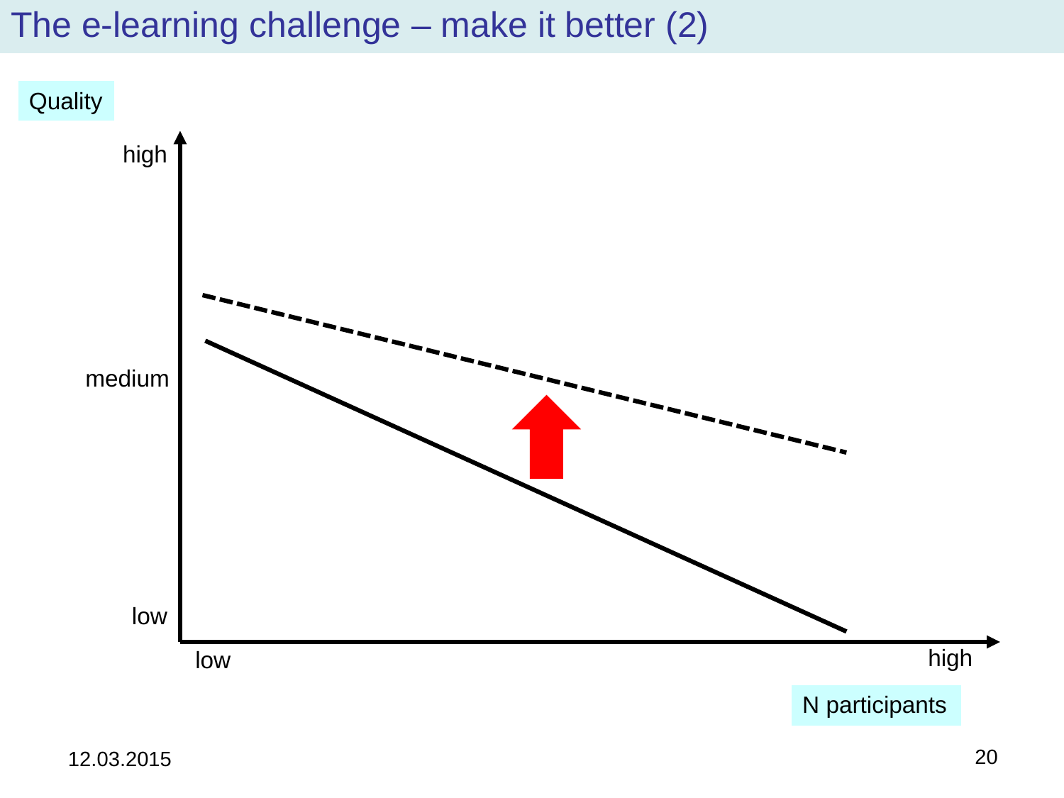# The e-learning challenge – make it better (2)

Quality

high

medium

low

low

high

N participants

12.03.2015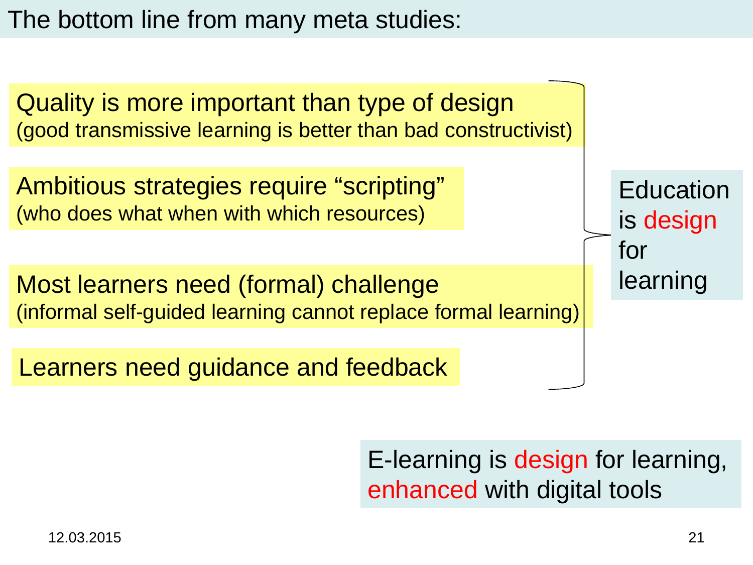# The bottom line from many meta studies:

**Quality is more important than type of design**
(good transmissive learning is better than bad constructivist)

**Ambitious strategies require "scripting"**
(who does what when with which resources)

**Most learners need (formal) challenge**
(informal self-guided learning cannot replace formal learning)

**Learners need guidance and feedback**

→ Education is design for learning

E-learning is design for learning, enhanced with digital tools

12.03.2015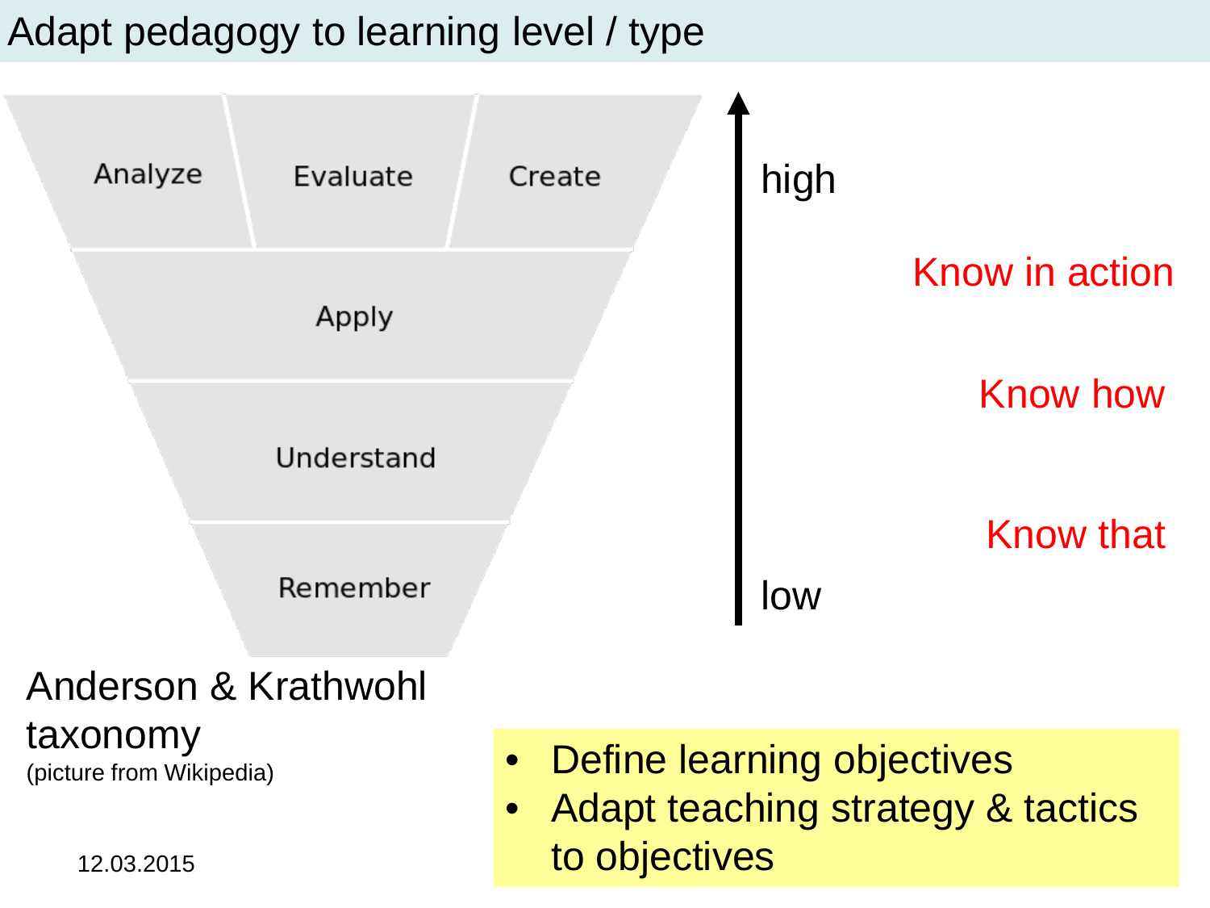# Adapt pedagogy to learning level / type

| Analyze | Evaluate | Create |
|---|---|---|
| Apply | | |
| Understand | | |
| Remember | | |

high

Know in action

Know how

Know that

low

Anderson & Krathwohl taxonomy
(picture from Wikipedia)

- Define learning objectives
- Adapt teaching strategy & tactics to objectives

12.03.2015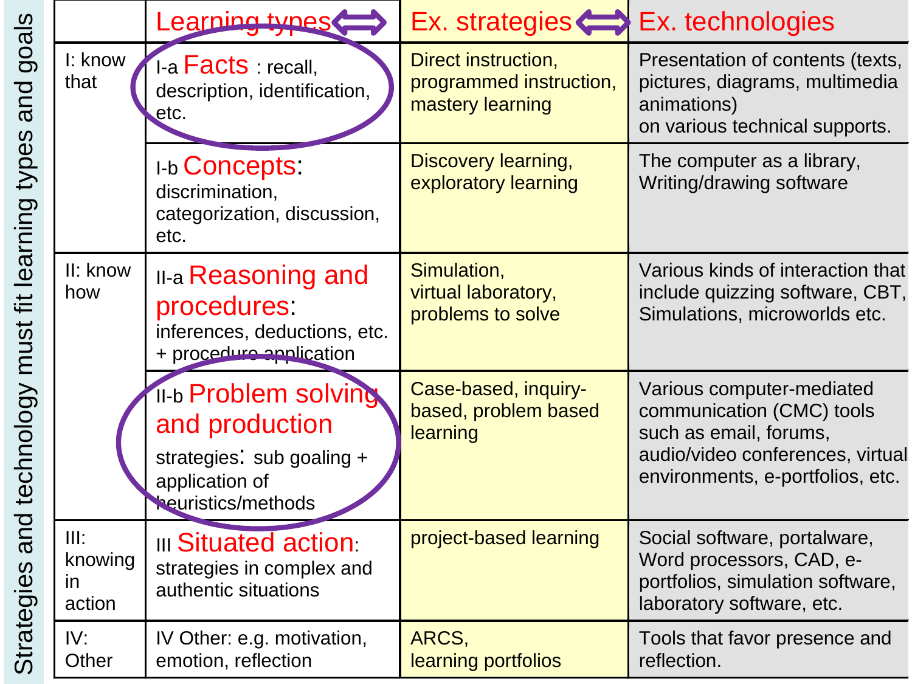Strategies and technology must fit learning types and goals

| | Learning types ⟺ | Ex. strategies ⟺ | Ex. technologies |
|---|---|---|---|
| I: know that | I-a **Facts** : recall, description, identification, etc. | Direct instruction, programmed instruction, mastery learning | Presentation of contents (texts, pictures, diagrams, multimedia animations) on various technical supports. |
| | I-b **Concepts**: discrimination, categorization, discussion, etc. | Discovery learning, exploratory learning | The computer as a library, Writing/drawing software |
| II: know how | II-a **Reasoning and procedures**: inferences, deductions, etc. + procedure application | Simulation, virtual laboratory, problems to solve | Various kinds of interaction that include quizzing software, CBT, Simulations, microworlds etc. |
| | II-b **Problem solving and production** strategies: sub goaling + application of heuristics/methods | Case-based, inquiry-based, problem based learning | Various computer-mediated communication (CMC) tools such as email, forums, audio/video conferences, virtual environments, e-portfolios, etc. |
| III: knowing in action | III **Situated action**: strategies in complex and authentic situations | project-based learning | Social software, portalware, Word processors, CAD, e-portfolios, simulation software, laboratory software, etc. |
| IV: Other | IV Other: e.g. motivation, emotion, reflection | ARCS, learning portfolios | Tools that favor presence and reflection. |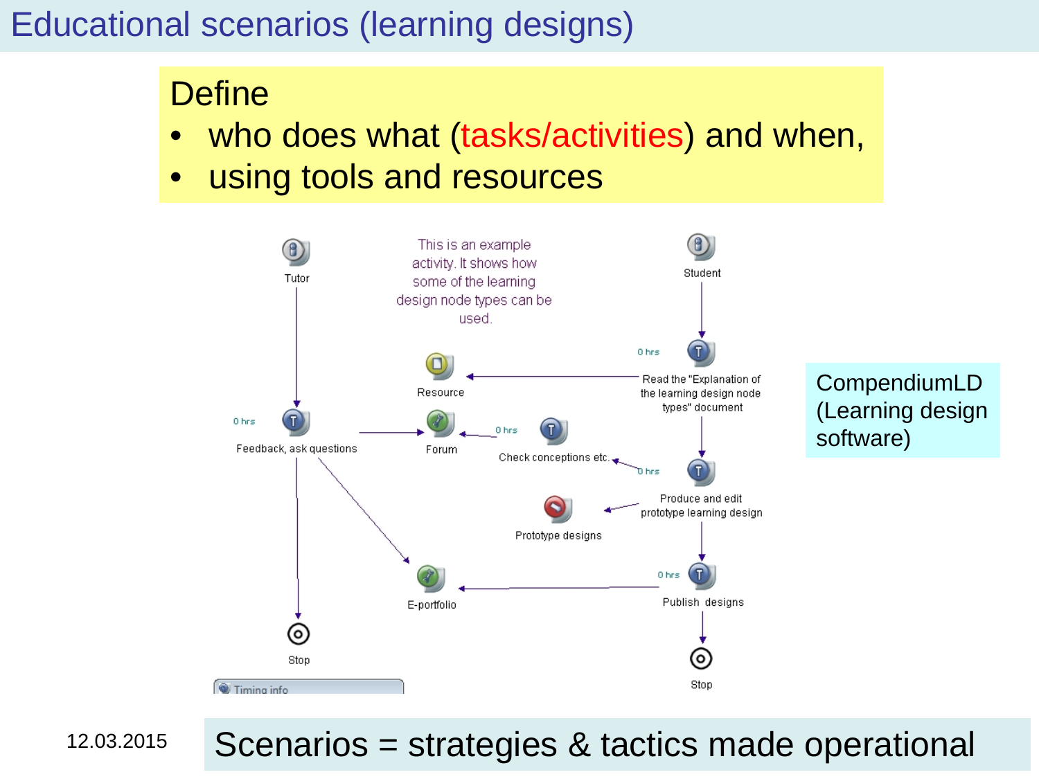# Educational scenarios (learning designs)

Define

- who does what (tasks/activities) and when,
- using tools and resources

This is an example activity. It shows how some of the learning design node types can be used.

Tutor

0 hrs Feedback, ask questions

Stop

Timing info

Resource

Forum

0 hrs Check conceptions etc.

Prototype designs

E-portfolio

Student

0 hrs Read the "Explanation of the learning design node types" document

0 hrs Produce and edit prototype learning design

0 hrs Publish designs

Stop

CompendiumLD (Learning design software)

12.03.2015

Scenarios = strategies & tactics made operational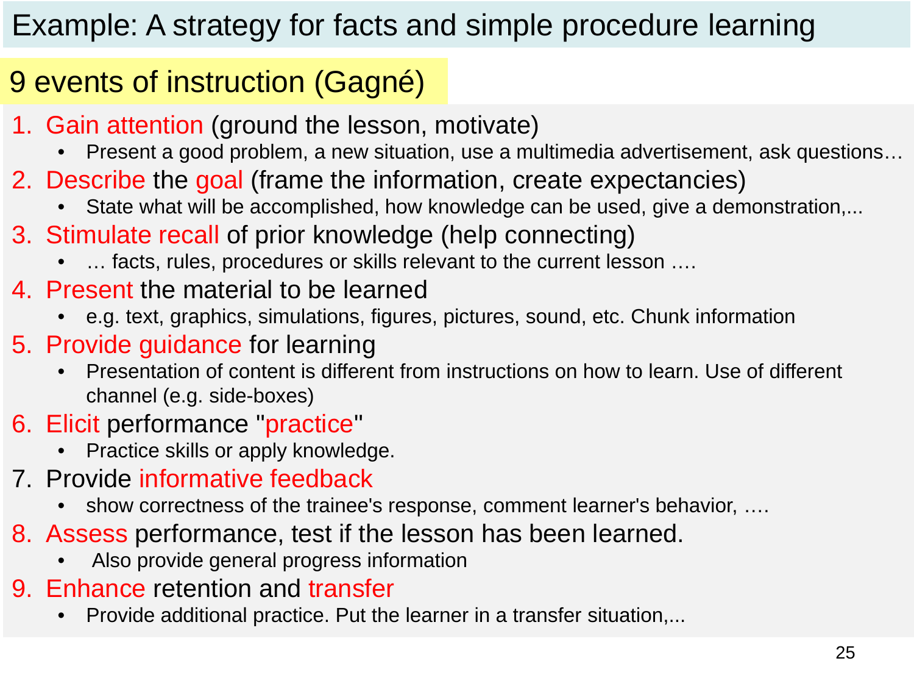# Example: A strategy for facts and simple procedure learning

## 9 events of instruction (Gagné)

1. Gain attention (ground the lesson, motivate)
   - Present a good problem, a new situation, use a multimedia advertisement, ask questions…
2. Describe the goal (frame the information, create expectancies)
   - State what will be accomplished, how knowledge can be used, give a demonstration,...
3. Stimulate recall of prior knowledge (help connecting)
   - … facts, rules, procedures or skills relevant to the current lesson ….
4. Present the material to be learned
   - e.g. text, graphics, simulations, figures, pictures, sound, etc. Chunk information
5. Provide guidance for learning
   - Presentation of content is different from instructions on how to learn. Use of different channel (e.g. side-boxes)
6. Elicit performance "practice"
   - Practice skills or apply knowledge.
7. Provide informative feedback
   - show correctness of the trainee's response, comment learner's behavior, ….
8. Assess performance, test if the lesson has been learned.
   - Also provide general progress information
9. Enhance retention and transfer
   - Provide additional practice. Put the learner in a transfer situation,...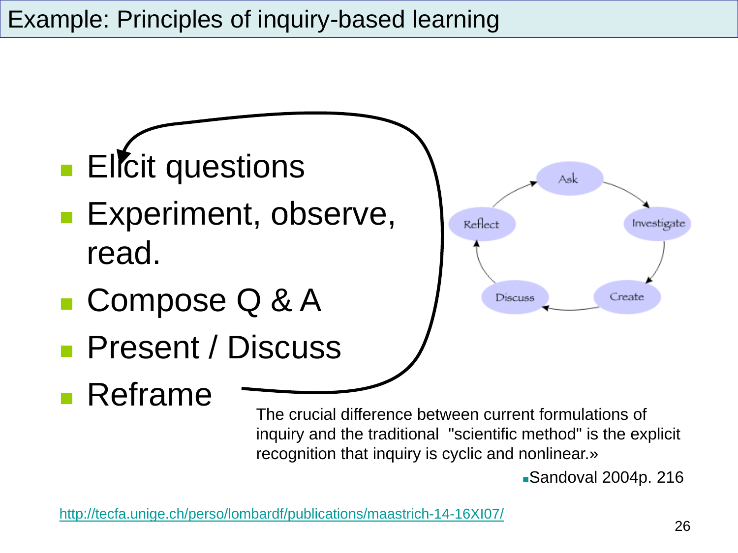# Example: Principles of inquiry-based learning

- Elicit questions
- Experiment, observe, read.
- Compose Q & A
- Present / Discuss
- Reframe

Ask → Investigate → Create → Discuss → Reflect → Ask

The crucial difference between current formulations of inquiry and the traditional "scientific method" is the explicit recognition that inquiry is cyclic and nonlinear.»

- Sandoval 2004p. 216

http://tecfa.unige.ch/perso/lombardf/publications/maastrich-14-16XI07/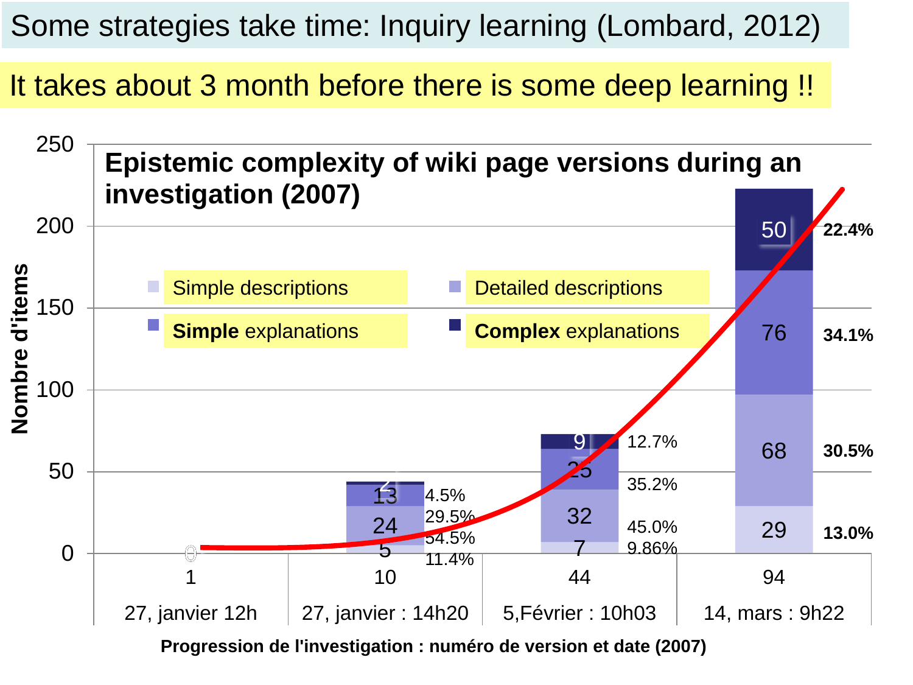# Some strategies take time: Inquiry learning (Lombard, 2012)

It takes about 3 month before there is some deep learning !!

**Epistemic complexity of wiki page versions during an investigation (2007)**

| Version | Date | Simple descriptions | Detailed descriptions | Simple explanations | Complex explanations |
|---|---|---|---|---|---|
| 1 | 27, janvier 12h | 0 | | | |
| 10 | 27, janvier : 14h20 | 5 (11.4%) | 24 (54.5%) | 13 (29.5%) | 2 (4.5%) |
| 44 | 5,Février : 10h03 | 7 (9.86%) | 32 (45.0%) | 25 (35.2%) | 9 (12.7%) |
| 94 | 14, mars : 9h22 | 29 (13.0%) | 68 (30.5%) | 76 (34.1%) | 50 (22.4%) |

Nombre d'items

Progression de l'investigation : numéro de version et date (2007)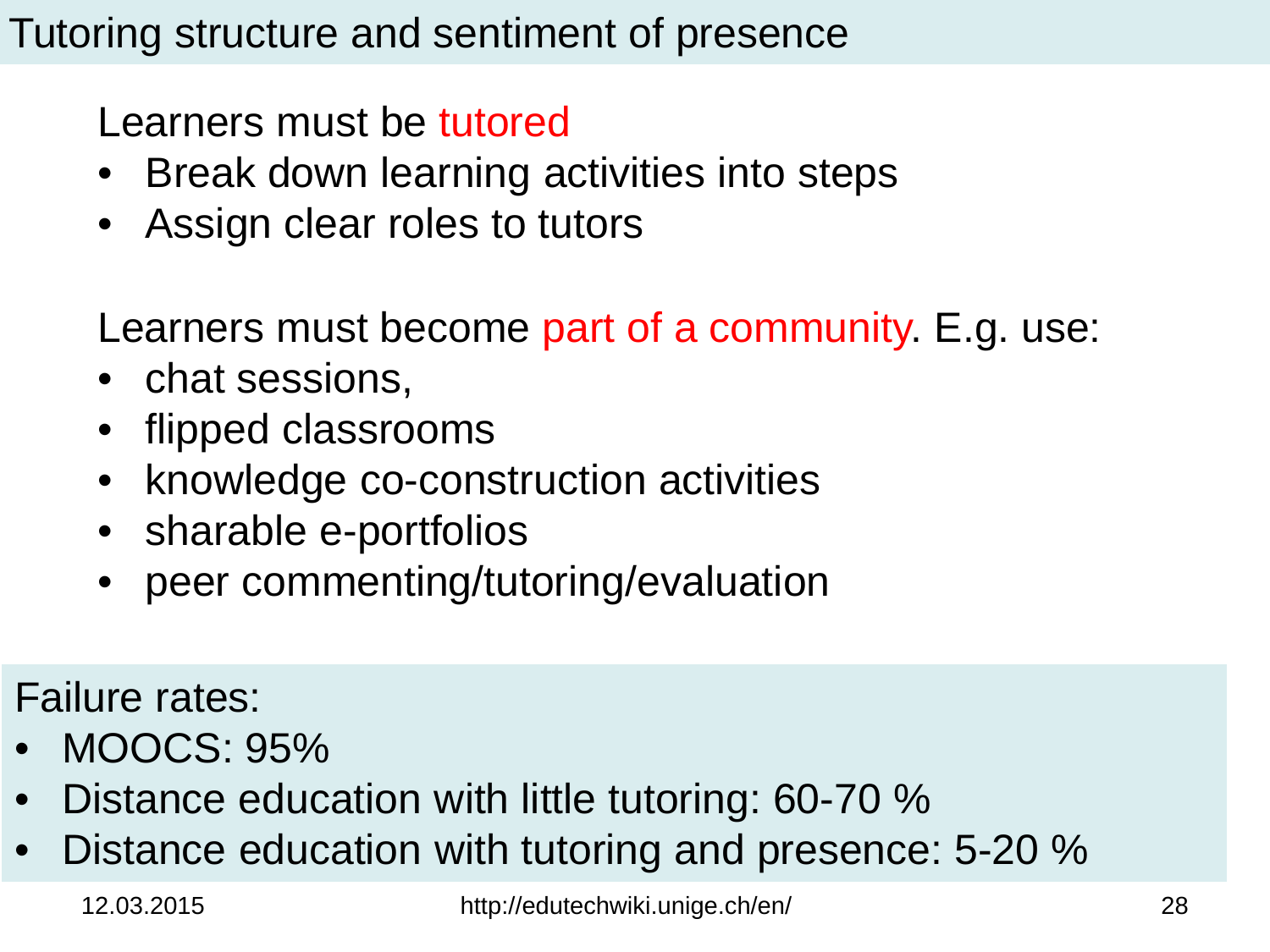# Tutoring structure and sentiment of presence

Learners must be tutored

- Break down learning activities into steps
- Assign clear roles to tutors

Learners must become part of a community. E.g. use:

- chat sessions,
- flipped classrooms
- knowledge co-construction activities
- sharable e-portfolios
- peer commenting/tutoring/evaluation

Failure rates:

- MOOCS: 95%
- Distance education with little tutoring: 60-70 %
- Distance education with tutoring and presence: 5-20 %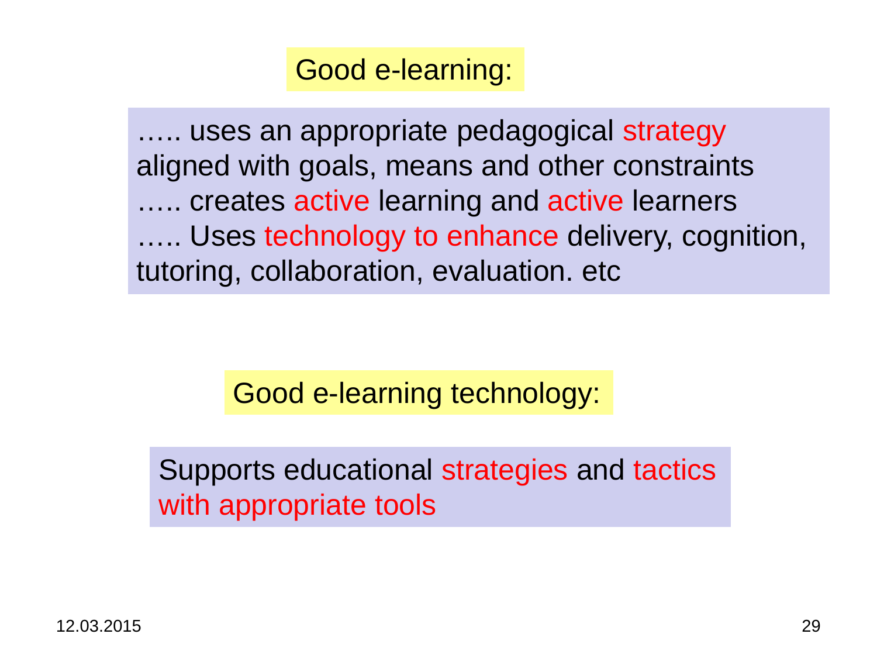## Good e-learning:

….. uses an appropriate pedagogical strategy aligned with goals, means and other constraints
….. creates active learning and active learners
….. Uses technology to enhance delivery, cognition, tutoring, collaboration, evaluation. etc

## Good e-learning technology:

Supports educational strategies and tactics with appropriate tools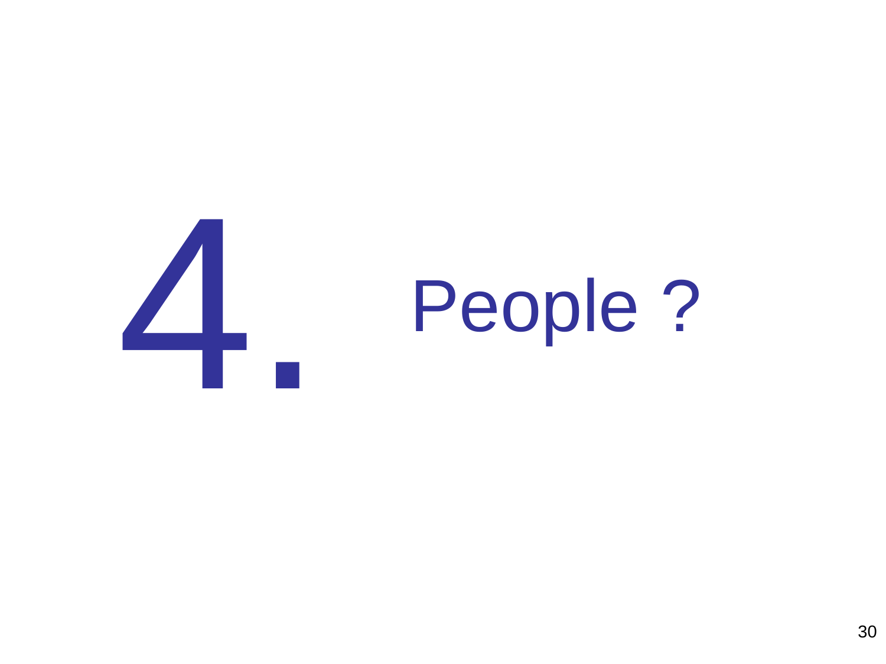# 4. People ?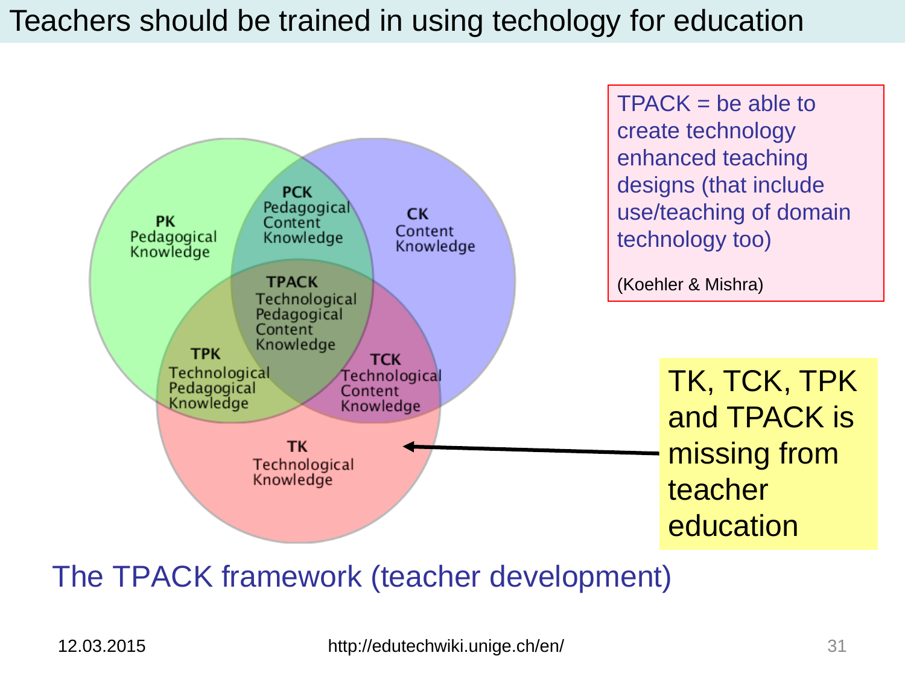# Teachers should be trained in using techology for education

PK
Pedagogical Knowledge

PCK
Pedagogical Content Knowledge

CK
Content Knowledge

TPACK
Technological Pedagogical Content Knowledge

TPK
Technological Pedagogical Knowledge

TCK
Technological Content Knowledge

TK
Technological Knowledge

TPACK = be able to create technology enhanced teaching designs (that include use/teaching of domain technology too)

(Koehler & Mishra)

TK, TCK, TPK and TPACK is missing from teacher education

The TPACK framework (teacher development)

12.03.2015

http://edutechwiki.unige.ch/en/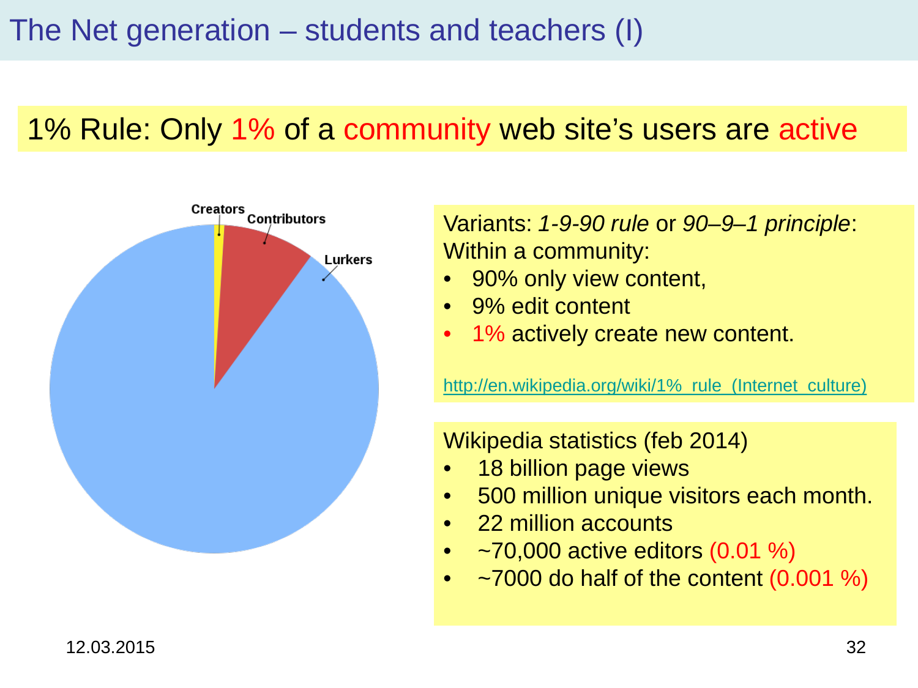# The Net generation – students and teachers (I)

## 1% Rule: Only 1% of a community web site's users are active

Creators

Contributors

Lurkers

Variants: *1-9-90 rule* or *90–9–1 principle*:
Within a community:

- 90% only view content,
- 9% edit content
- 1% actively create new content.

http://en.wikipedia.org/wiki/1%_rule_(Internet_culture)

Wikipedia statistics (feb 2014)

- 18 billion page views
- 500 million unique visitors each month.
- 22 million accounts
- ~70,000 active editors (0.01 %)
- ~7000 do half of the content (0.001 %)

12.03.2015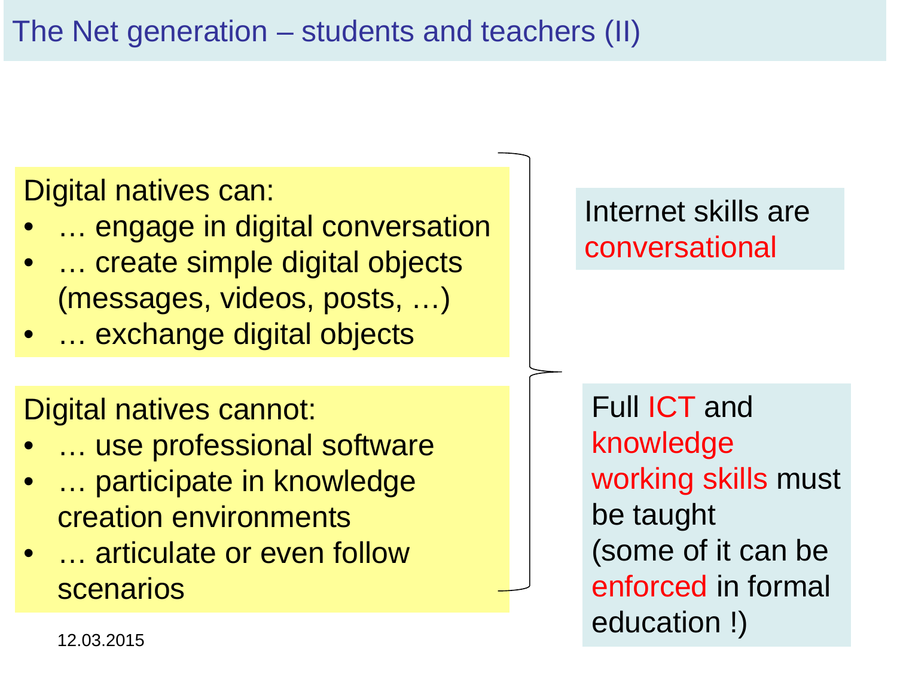# The Net generation – students and teachers (II)

Digital natives can:

- … engage in digital conversation
- … create simple digital objects (messages, videos, posts, …)
- … exchange digital objects

Digital natives cannot:

- … use professional software
- … participate in knowledge creation environments
- … articulate or even follow scenarios

Internet skills are conversational

Full ICT and knowledge working skills must be taught (some of it can be enforced in formal education !)

12.03.2015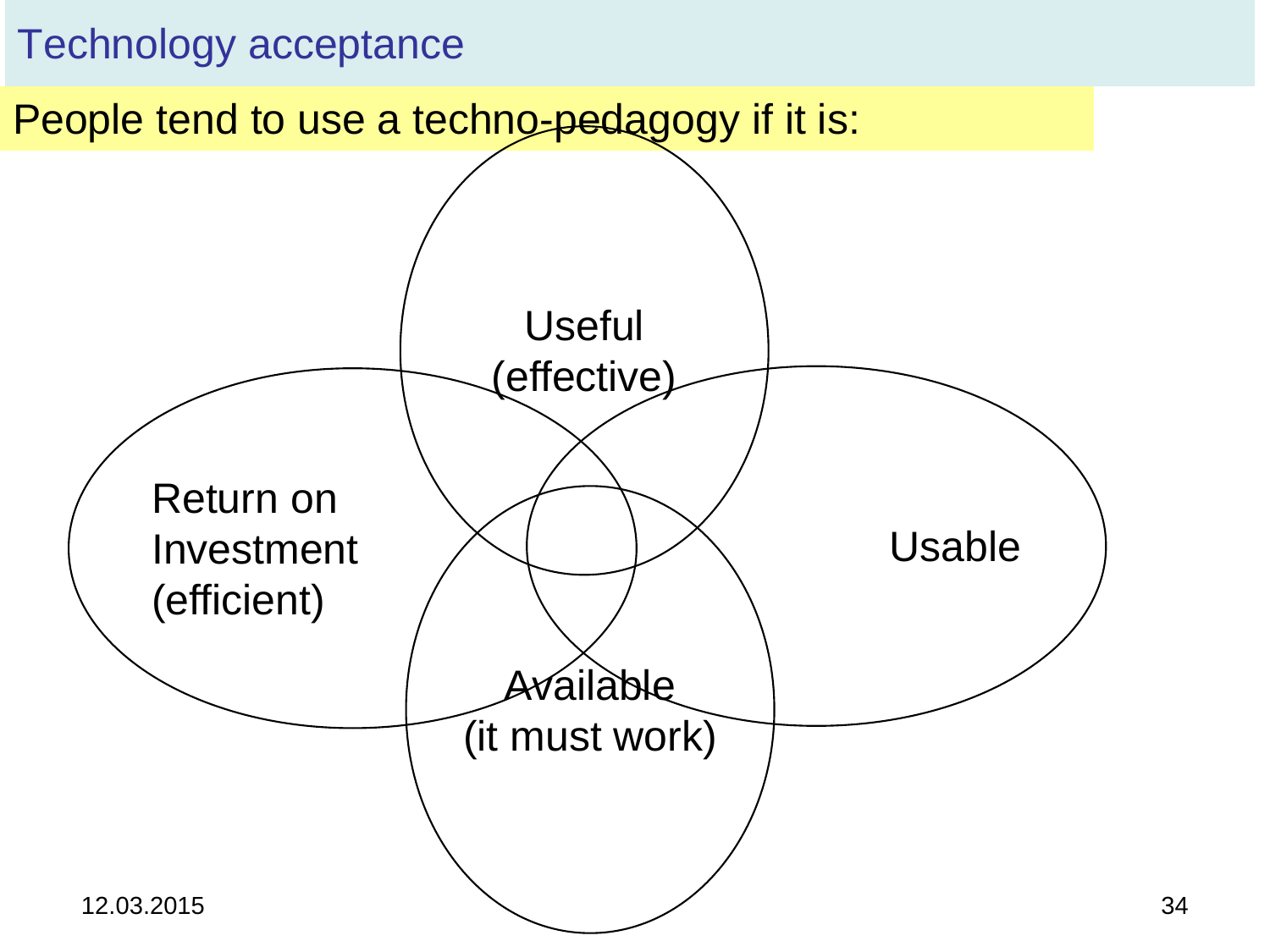# Technology acceptance

People tend to use a techno-pedagogy if it is:

- Useful (effective)
- Return on Investment (efficient)
- Usable
- Available (it must work)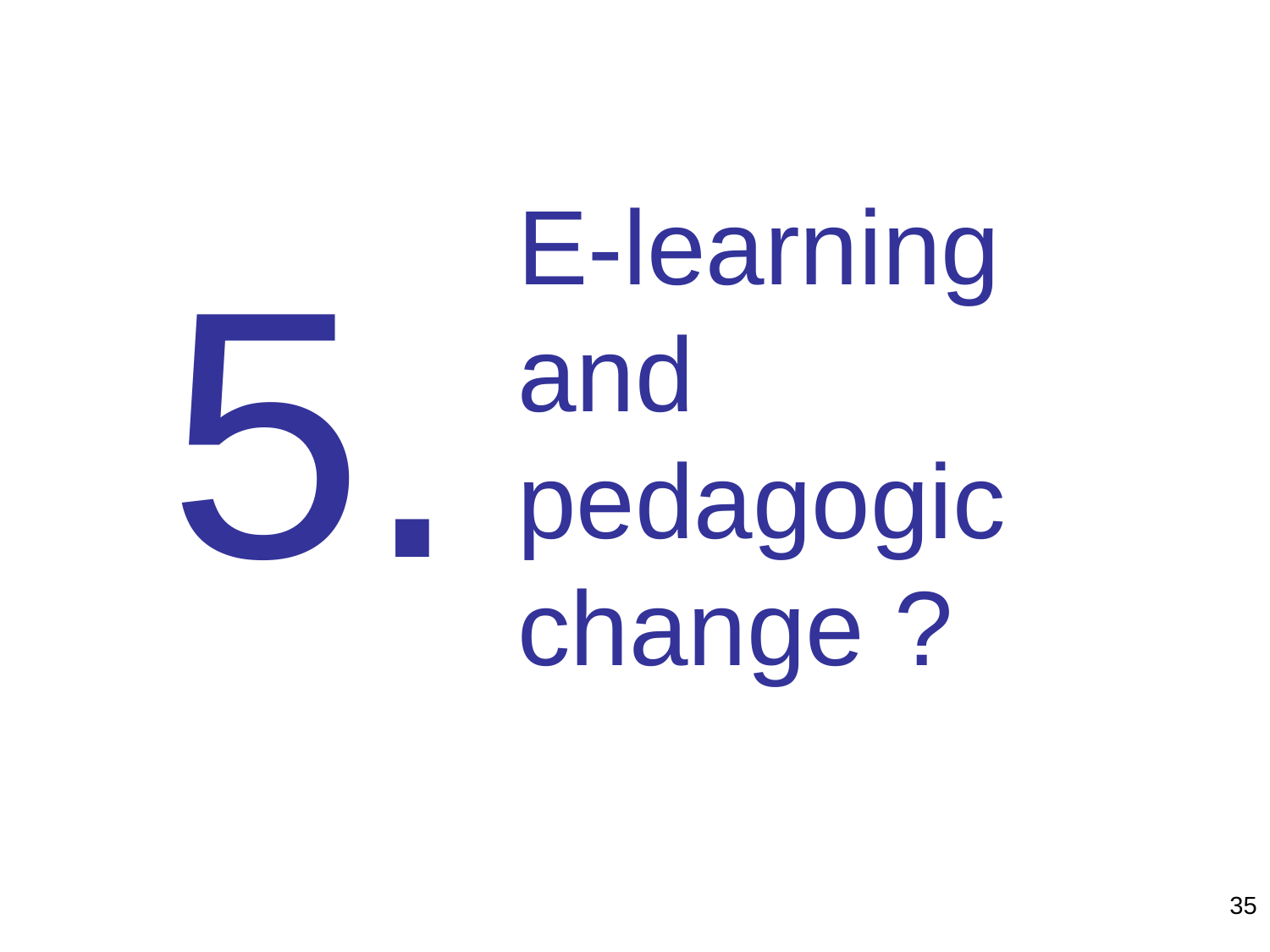# 5. E-learning and pedagogic change ?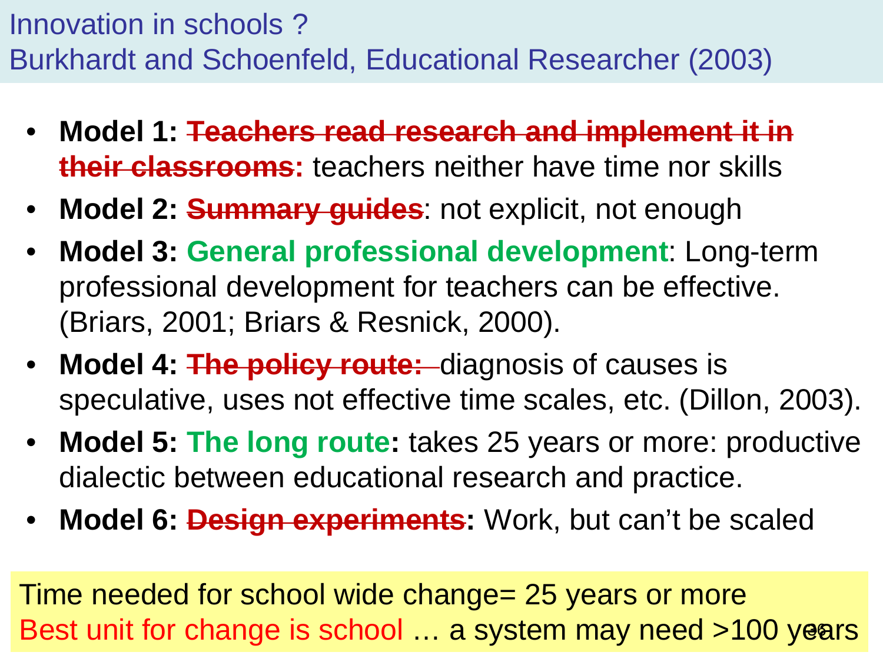# Innovation in schools ?
## Burkhardt and Schoenfeld, Educational Researcher (2003)

- **Model 1: ~~Teachers read research and implement it in their classrooms~~:** teachers neither have time nor skills
- **Model 2: ~~Summary guides~~**: not explicit, not enough
- **Model 3: General professional development**: Long-term professional development for teachers can be effective. (Briars, 2001; Briars & Resnick, 2000).
- **Model 4: ~~The policy route:~~** diagnosis of causes is speculative, uses not effective time scales, etc. (Dillon, 2003).
- **Model 5: The long route:** takes 25 years or more: productive dialectic between educational research and practice.
- **Model 6: ~~Design experiments~~:** Work, but can't be scaled

Time needed for school wide change= 25 years or more
Best unit for change is school … a system may need >100 years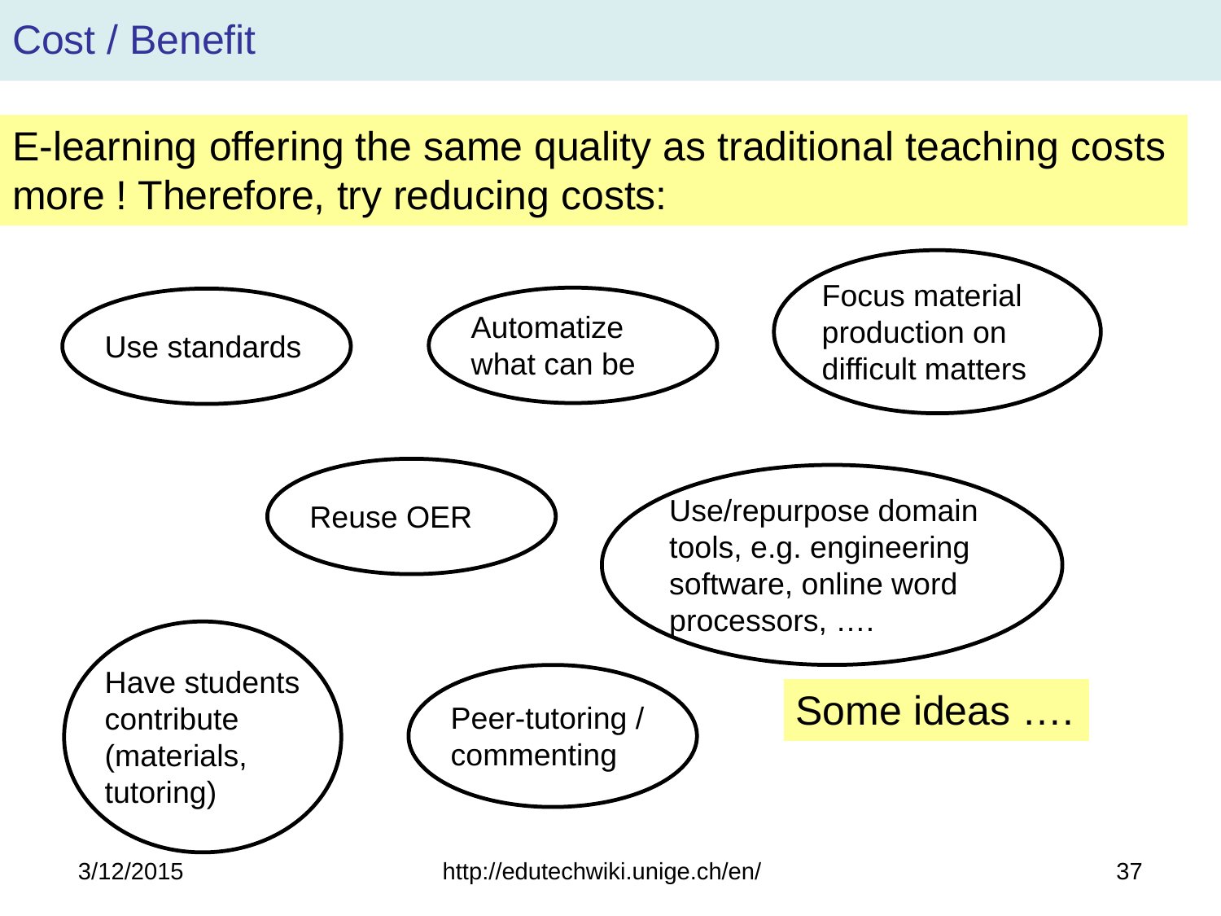# Cost / Benefit

E-learning offering the same quality as traditional teaching costs more ! Therefore, try reducing costs:

- Use standards
- Automatize what can be
- Focus material production on difficult matters
- Reuse OER
- Use/repurpose domain tools, e.g. engineering software, online word processors, ….
- Have students contribute (materials, tutoring)
- Peer-tutoring / commenting

Some ideas ….

3/12/2015

http://edutechwiki.unige.ch/en/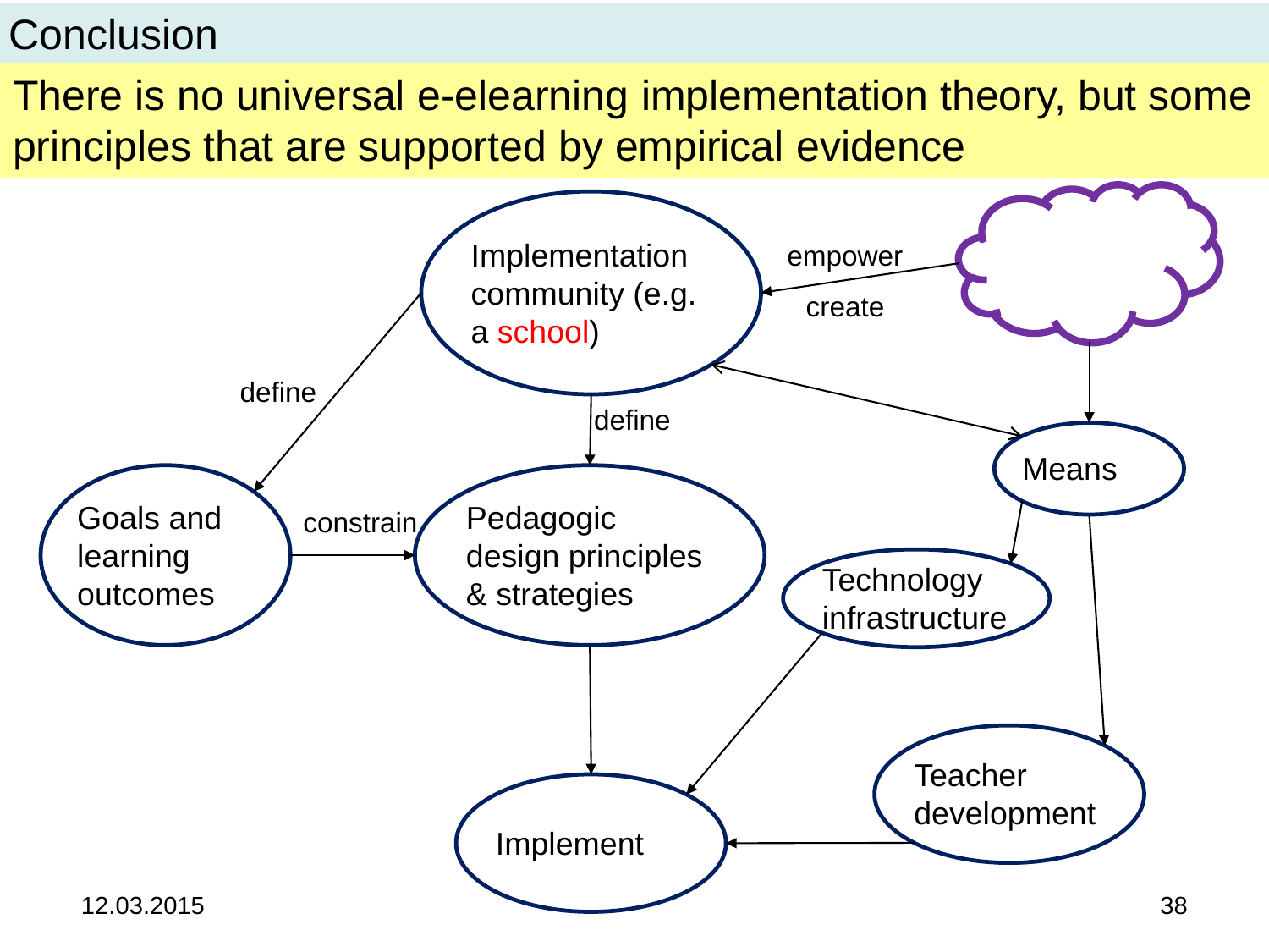# Conclusion

There is no universal e-elearning implementation theory, but some principles that are supported by empirical evidence

Implementation community (e.g. a school)

empower

create

define

define

Means

Goals and learning outcomes

constrain

Pedagogic design principles & strategies

Technology infrastructure

Teacher development

Implement

12.03.2015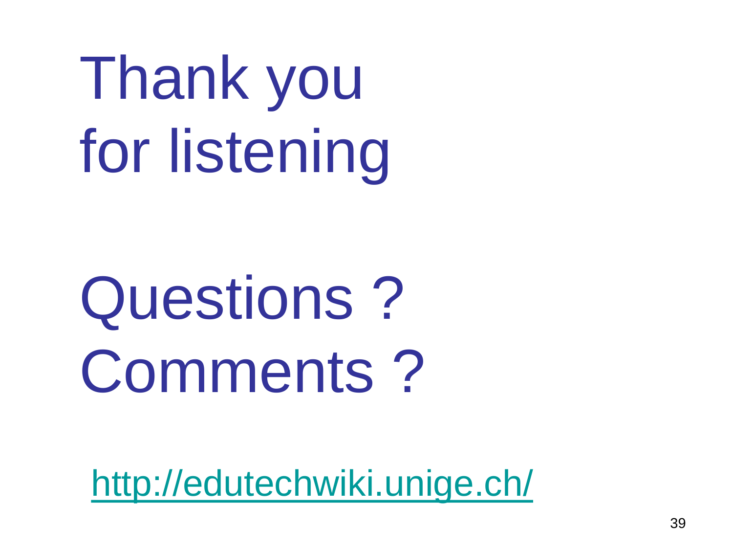# Thank you for listening

# Questions ? Comments ?

[http://edutechwiki.unige.ch/](http://edutechwiki.unige.ch/)